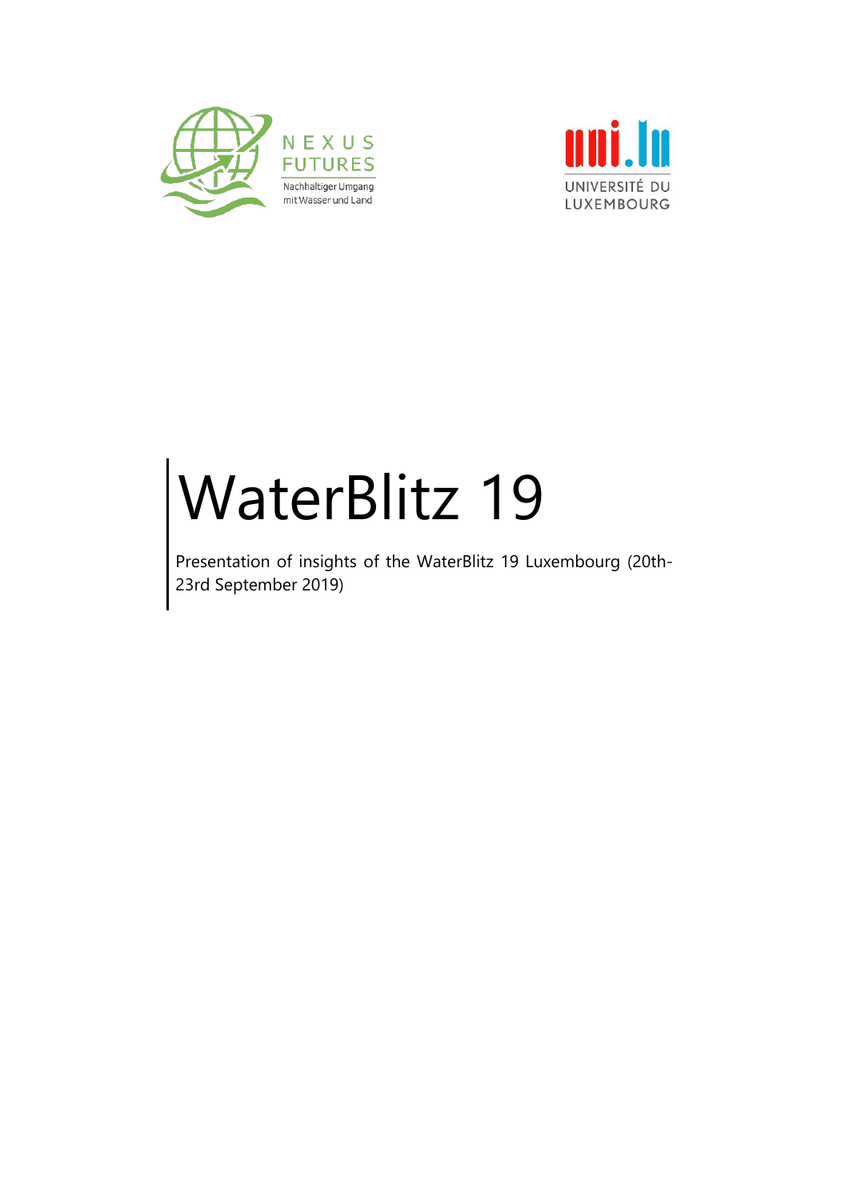NEXUS FUTURES

Nachhaltiger Umgang mit Wasser und Land

uni.lu

UNIVERSITÉ DU LUXEMBOURG

# WaterBlitz 19

Presentation of insights of the WaterBlitz 19 Luxembourg (20th-23rd September 2019)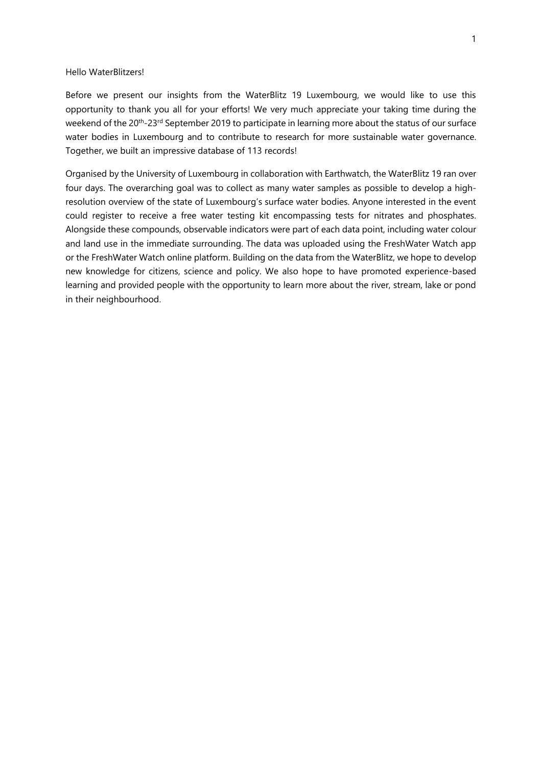Hello WaterBlitzers!

Before we present our insights from the WaterBlitz 19 Luxembourg, we would like to use this opportunity to thank you all for your efforts! We very much appreciate your taking time during the weekend of the 20th-23rd September 2019 to participate in learning more about the status of our surface water bodies in Luxembourg and to contribute to research for more sustainable water governance. Together, we built an impressive database of 113 records!

Organised by the University of Luxembourg in collaboration with Earthwatch, the WaterBlitz 19 ran over four days. The overarching goal was to collect as many water samples as possible to develop a high-resolution overview of the state of Luxembourg's surface water bodies. Anyone interested in the event could register to receive a free water testing kit encompassing tests for nitrates and phosphates. Alongside these compounds, observable indicators were part of each data point, including water colour and land use in the immediate surrounding. The data was uploaded using the FreshWater Watch app or the FreshWater Watch online platform. Building on the data from the WaterBlitz, we hope to develop new knowledge for citizens, science and policy. We also hope to have promoted experience-based learning and provided people with the opportunity to learn more about the river, stream, lake or pond in their neighbourhood.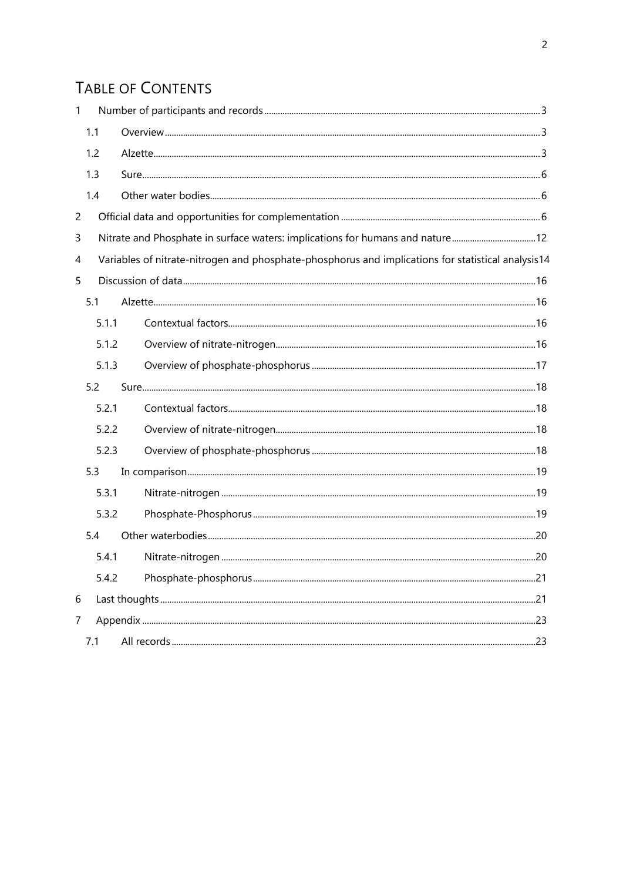# Table of Contents

- 1 Number of participants and records ..... 3
  - 1.1 Overview ..... 3
  - 1.2 Alzette ..... 3
  - 1.3 Sure ..... 6
  - 1.4 Other water bodies ..... 6
- 2 Official data and opportunities for complementation ..... 6
- 3 Nitrate and Phosphate in surface waters: implications for humans and nature ..... 12
- 4 Variables of nitrate-nitrogen and phosphate-phosphorus and implications for statistical analysis ..... 14
- 5 Discussion of data ..... 16
  - 5.1 Alzette ..... 16
    - 5.1.1 Contextual factors ..... 16
    - 5.1.2 Overview of nitrate-nitrogen ..... 16
    - 5.1.3 Overview of phosphate-phosphorus ..... 17
  - 5.2 Sure ..... 18
    - 5.2.1 Contextual factors ..... 18
    - 5.2.2 Overview of nitrate-nitrogen ..... 18
    - 5.2.3 Overview of phosphate-phosphorus ..... 18
  - 5.3 In comparison ..... 19
    - 5.3.1 Nitrate-nitrogen ..... 19
    - 5.3.2 Phosphate-Phosphorus ..... 19
  - 5.4 Other waterbodies ..... 20
    - 5.4.1 Nitrate-nitrogen ..... 20
    - 5.4.2 Phosphate-phosphorus ..... 21
- 6 Last thoughts ..... 21
- 7 Appendix ..... 23
  - 7.1 All records ..... 23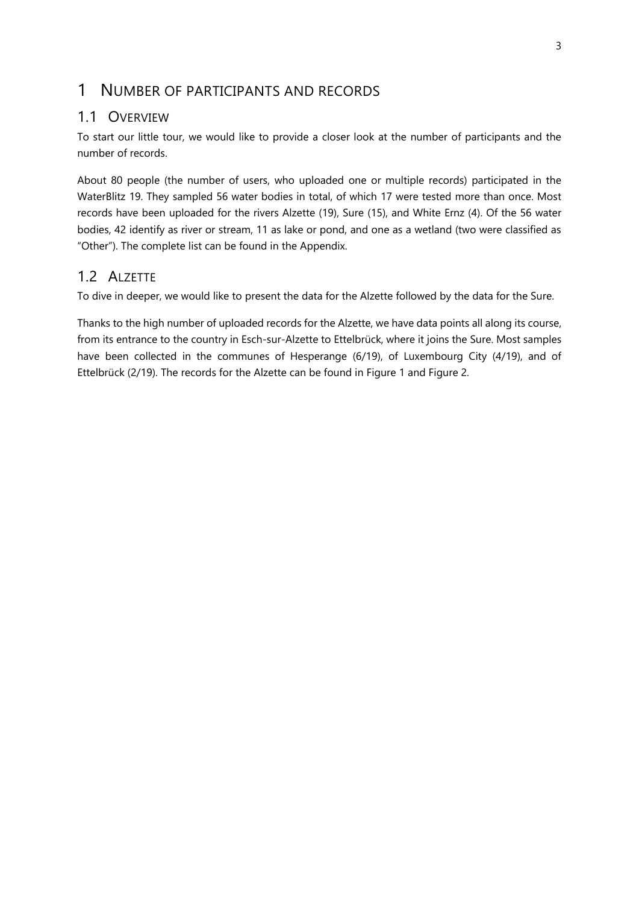# 1 Number of participants and records

## 1.1 Overview

To start our little tour, we would like to provide a closer look at the number of participants and the number of records.

About 80 people (the number of users, who uploaded one or multiple records) participated in the WaterBlitz 19. They sampled 56 water bodies in total, of which 17 were tested more than once. Most records have been uploaded for the rivers Alzette (19), Sure (15), and White Ernz (4). Of the 56 water bodies, 42 identify as river or stream, 11 as lake or pond, and one as a wetland (two were classified as "Other"). The complete list can be found in the Appendix.

## 1.2 Alzette

To dive in deeper, we would like to present the data for the Alzette followed by the data for the Sure.

Thanks to the high number of uploaded records for the Alzette, we have data points all along its course, from its entrance to the country in Esch-sur-Alzette to Ettelbrück, where it joins the Sure. Most samples have been collected in the communes of Hesperange (6/19), of Luxembourg City (4/19), and of Ettelbrück (2/19). The records for the Alzette can be found in Figure 1 and Figure 2.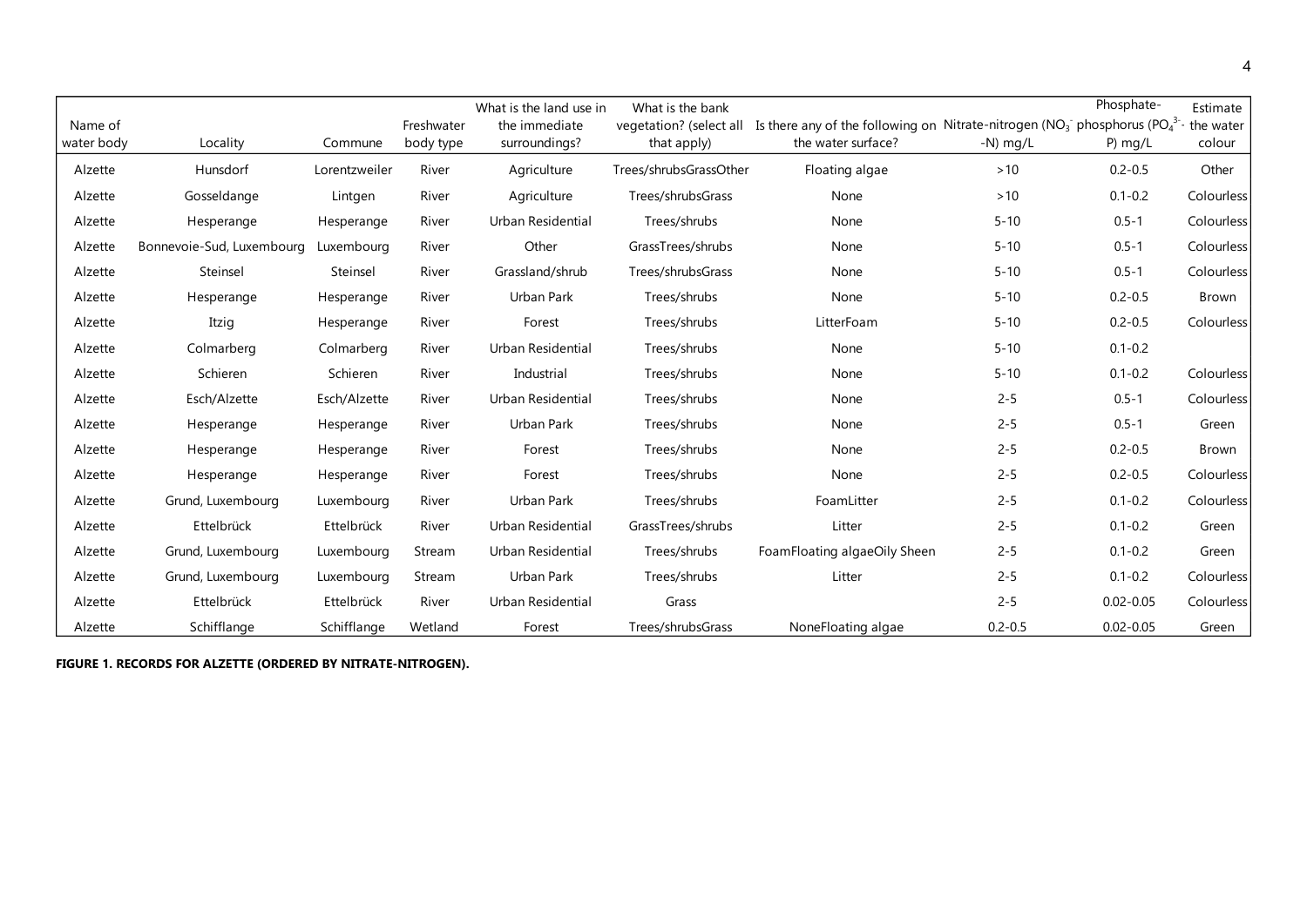| Name of water body | Locality | Commune | Freshwater body type | What is the land use in the immediate surroundings? | What is the bank vegetation? (select all that apply) | Is there any of the following on the water surface? | Nitrate-nitrogen ($NO_3^-$-N) mg/L | Phosphate-phosphorus ($PO_4^{3-}$-P) mg/L | Estimate the water colour |
|---|---|---|---|---|---|---|---|---|---|
| Alzette | Hunsdorf | Lorentzweiler | River | Agriculture | Trees/shrubsGrassOther | Floating algae | >10 | 0.2-0.5 | Other |
| Alzette | Gosseldange | Lintgen | River | Agriculture | Trees/shrubsGrass | None | >10 | 0.1-0.2 | Colourless |
| Alzette | Hesperange | Hesperange | River | Urban Residential | Trees/shrubs | None | 5-10 | 0.5-1 | Colourless |
| Alzette | Bonnevoie-Sud, Luxembourg | Luxembourg | River | Other | GrassTrees/shrubs | None | 5-10 | 0.5-1 | Colourless |
| Alzette | Steinsel | Steinsel | River | Grassland/shrub | Trees/shrubsGrass | None | 5-10 | 0.5-1 | Colourless |
| Alzette | Hesperange | Hesperange | River | Urban Park | Trees/shrubs | None | 5-10 | 0.2-0.5 | Brown |
| Alzette | Itzig | Hesperange | River | Forest | Trees/shrubs | LitterFoam | 5-10 | 0.2-0.5 | Colourless |
| Alzette | Colmarberg | Colmarberg | River | Urban Residential | Trees/shrubs | None | 5-10 | 0.1-0.2 | |
| Alzette | Schieren | Schieren | River | Industrial | Trees/shrubs | None | 5-10 | 0.1-0.2 | Colourless |
| Alzette | Esch/Alzette | Esch/Alzette | River | Urban Residential | Trees/shrubs | None | 2-5 | 0.5-1 | Colourless |
| Alzette | Hesperange | Hesperange | River | Urban Park | Trees/shrubs | None | 2-5 | 0.5-1 | Green |
| Alzette | Hesperange | Hesperange | River | Forest | Trees/shrubs | None | 2-5 | 0.2-0.5 | Brown |
| Alzette | Hesperange | Hesperange | River | Forest | Trees/shrubs | None | 2-5 | 0.2-0.5 | Colourless |
| Alzette | Grund, Luxembourg | Luxembourg | River | Urban Park | Trees/shrubs | FoamLitter | 2-5 | 0.1-0.2 | Colourless |
| Alzette | Ettelbrück | Ettelbrück | River | Urban Residential | GrassTrees/shrubs | Litter | 2-5 | 0.1-0.2 | Green |
| Alzette | Grund, Luxembourg | Luxembourg | Stream | Urban Residential | Trees/shrubs | FoamFloating algaeOily Sheen | 2-5 | 0.1-0.2 | Green |
| Alzette | Grund, Luxembourg | Luxembourg | Stream | Urban Park | Trees/shrubs | Litter | 2-5 | 0.1-0.2 | Colourless |
| Alzette | Ettelbrück | Ettelbrück | River | Urban Residential | Grass | | 2-5 | 0.02-0.05 | Colourless |
| Alzette | Schifflange | Schifflange | Wetland | Forest | Trees/shrubsGrass | NoneFloating algae | 0.2-0.5 | 0.02-0.05 | Green |

**FIGURE 1. RECORDS FOR ALZETTE (ORDERED BY NITRATE-NITROGEN).**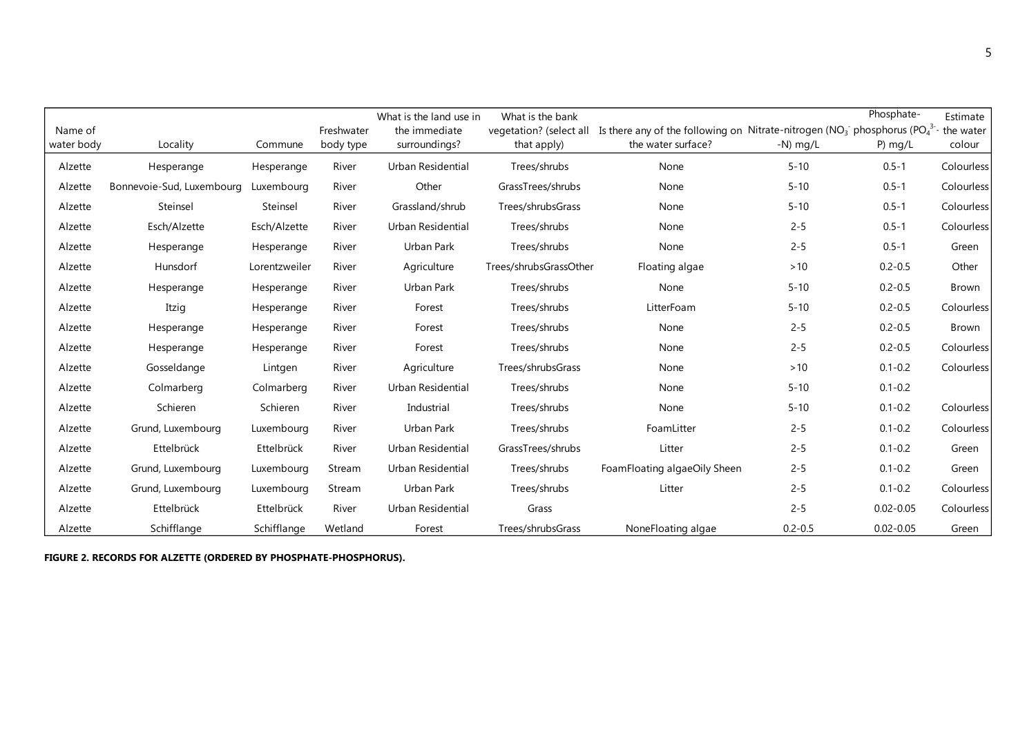| Name of water body | Locality | Commune | Freshwater body type | What is the land use in the immediate surroundings? | What is the bank vegetation? (select all that apply) | Is there any of the following on the water surface? | Nitrate-nitrogen ($NO_3^-$-N) mg/L | Phosphate-phosphorus ($PO_4^{3-}$-P) mg/L | Estimate the water colour |
|---|---|---|---|---|---|---|---|---|---|
| Alzette | Hesperange | Hesperange | River | Urban Residential | Trees/shrubs | None | 5-10 | 0.5-1 | Colourless |
| Alzette | Bonnevoie-Sud, Luxembourg | Luxembourg | River | Other | GrassTrees/shrubs | None | 5-10 | 0.5-1 | Colourless |
| Alzette | Steinsel | Steinsel | River | Grassland/shrub | Trees/shrubsGrass | None | 5-10 | 0.5-1 | Colourless |
| Alzette | Esch/Alzette | Esch/Alzette | River | Urban Residential | Trees/shrubs | None | 2-5 | 0.5-1 | Colourless |
| Alzette | Hesperange | Hesperange | River | Urban Park | Trees/shrubs | None | 2-5 | 0.5-1 | Green |
| Alzette | Hunsdorf | Lorentzweiler | River | Agriculture | Trees/shrubsGrassOther | Floating algae | >10 | 0.2-0.5 | Other |
| Alzette | Hesperange | Hesperange | River | Urban Park | Trees/shrubs | None | 5-10 | 0.2-0.5 | Brown |
| Alzette | Itzig | Hesperange | River | Forest | Trees/shrubs | LitterFoam | 5-10 | 0.2-0.5 | Colourless |
| Alzette | Hesperange | Hesperange | River | Forest | Trees/shrubs | None | 2-5 | 0.2-0.5 | Brown |
| Alzette | Hesperange | Hesperange | River | Forest | Trees/shrubs | None | 2-5 | 0.2-0.5 | Colourless |
| Alzette | Gosseldange | Lintgen | River | Agriculture | Trees/shrubsGrass | None | >10 | 0.1-0.2 | Colourless |
| Alzette | Colmarberg | Colmarberg | River | Urban Residential | Trees/shrubs | None | 5-10 | 0.1-0.2 | |
| Alzette | Schieren | Schieren | River | Industrial | Trees/shrubs | None | 5-10 | 0.1-0.2 | Colourless |
| Alzette | Grund, Luxembourg | Luxembourg | River | Urban Park | Trees/shrubs | FoamLitter | 2-5 | 0.1-0.2 | Colourless |
| Alzette | Ettelbrück | Ettelbrück | River | Urban Residential | GrassTrees/shrubs | Litter | 2-5 | 0.1-0.2 | Green |
| Alzette | Grund, Luxembourg | Luxembourg | Stream | Urban Residential | Trees/shrubs | FoamFloating algaeOily Sheen | 2-5 | 0.1-0.2 | Green |
| Alzette | Grund, Luxembourg | Luxembourg | Stream | Urban Park | Trees/shrubs | Litter | 2-5 | 0.1-0.2 | Colourless |
| Alzette | Ettelbrück | Ettelbrück | River | Urban Residential | Grass | | 2-5 | 0.02-0.05 | Colourless |
| Alzette | Schifflange | Schifflange | Wetland | Forest | Trees/shrubsGrass | NoneFloating algae | 0.2-0.5 | 0.02-0.05 | Green |

**FIGURE 2. RECORDS FOR ALZETTE (ORDERED BY PHOSPHATE-PHOSPHORUS).**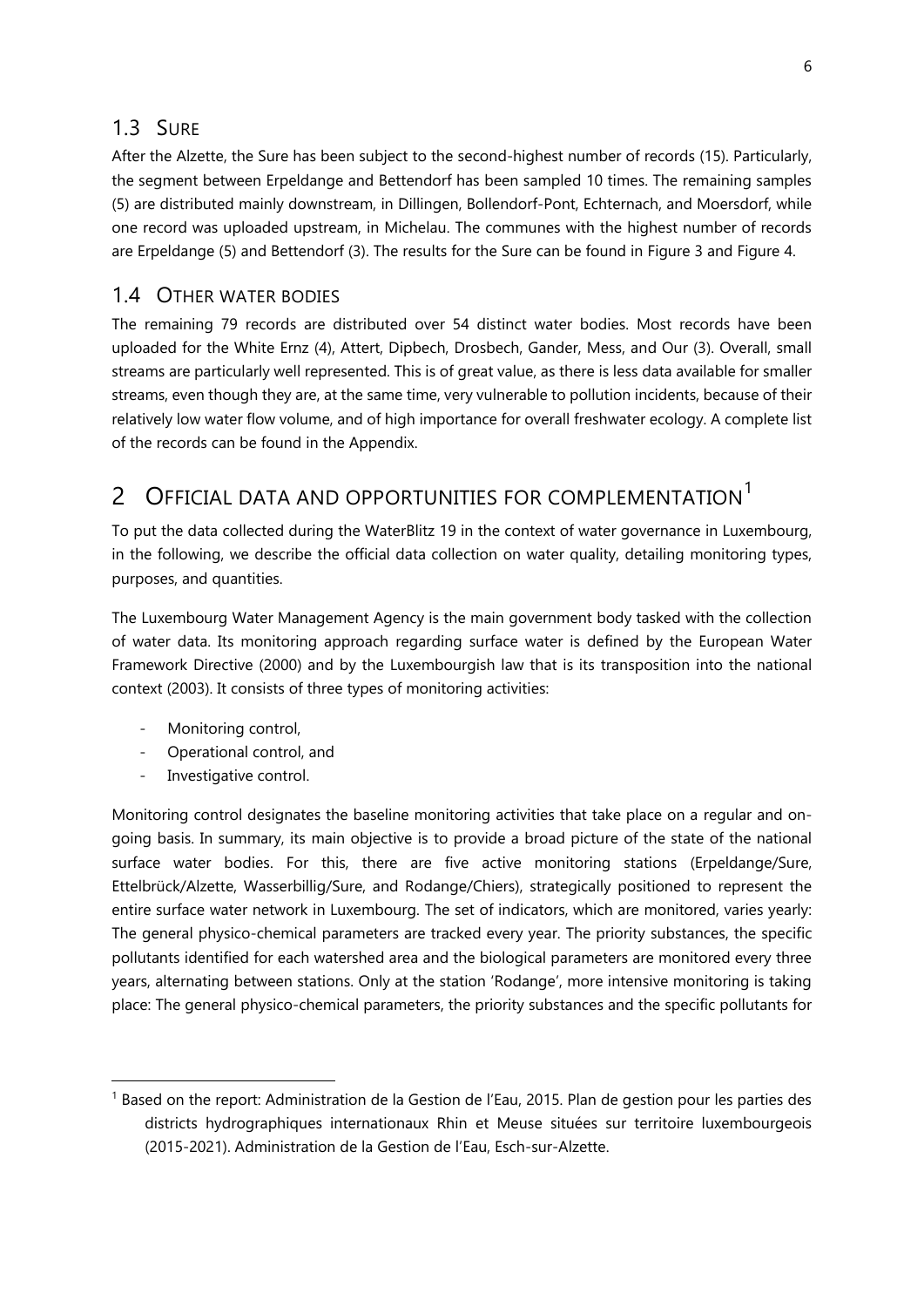## 1.3 Sure

After the Alzette, the Sure has been subject to the second-highest number of records (15). Particularly, the segment between Erpeldange and Bettendorf has been sampled 10 times. The remaining samples (5) are distributed mainly downstream, in Dillingen, Bollendorf-Pont, Echternach, and Moersdorf, while one record was uploaded upstream, in Michelau. The communes with the highest number of records are Erpeldange (5) and Bettendorf (3). The results for the Sure can be found in Figure 3 and Figure 4.

## 1.4 Other water bodies

The remaining 79 records are distributed over 54 distinct water bodies. Most records have been uploaded for the White Ernz (4), Attert, Dipbech, Drosbech, Gander, Mess, and Our (3). Overall, small streams are particularly well represented. This is of great value, as there is less data available for smaller streams, even though they are, at the same time, very vulnerable to pollution incidents, because of their relatively low water flow volume, and of high importance for overall freshwater ecology. A complete list of the records can be found in the Appendix.

# 2 Official data and opportunities for complementation[1]

To put the data collected during the WaterBlitz 19 in the context of water governance in Luxembourg, in the following, we describe the official data collection on water quality, detailing monitoring types, purposes, and quantities.

The Luxembourg Water Management Agency is the main government body tasked with the collection of water data. Its monitoring approach regarding surface water is defined by the European Water Framework Directive (2000) and by the Luxembourgish law that is its transposition into the national context (2003). It consists of three types of monitoring activities:

- Monitoring control,
- Operational control, and
- Investigative control.

Monitoring control designates the baseline monitoring activities that take place on a regular and on-going basis. In summary, its main objective is to provide a broad picture of the state of the national surface water bodies. For this, there are five active monitoring stations (Erpeldange/Sure, Ettelbrück/Alzette, Wasserbillig/Sure, and Rodange/Chiers), strategically positioned to represent the entire surface water network in Luxembourg. The set of indicators, which are monitored, varies yearly: The general physico-chemical parameters are tracked every year. The priority substances, the specific pollutants identified for each watershed area and the biological parameters are monitored every three years, alternating between stations. Only at the station 'Rodange', more intensive monitoring is taking place: The general physico-chemical parameters, the priority substances and the specific pollutants for

[1] Based on the report: Administration de la Gestion de l'Eau, 2015. Plan de gestion pour les parties des districts hydrographiques internationaux Rhin et Meuse situées sur territoire luxembourgeois (2015-2021). Administration de la Gestion de l'Eau, Esch-sur-Alzette.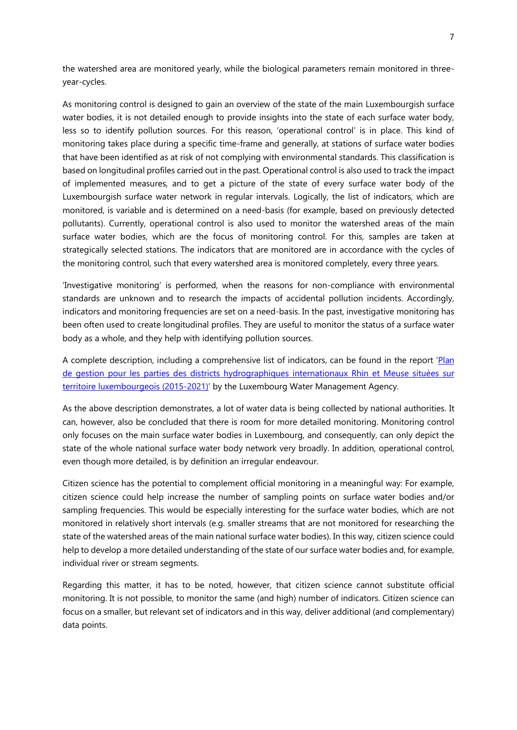the watershed area are monitored yearly, while the biological parameters remain monitored in three-year-cycles.

As monitoring control is designed to gain an overview of the state of the main Luxembourgish surface water bodies, it is not detailed enough to provide insights into the state of each surface water body, less so to identify pollution sources. For this reason, 'operational control' is in place. This kind of monitoring takes place during a specific time-frame and generally, at stations of surface water bodies that have been identified as at risk of not complying with environmental standards. This classification is based on longitudinal profiles carried out in the past. Operational control is also used to track the impact of implemented measures, and to get a picture of the state of every surface water body of the Luxembourgish surface water network in regular intervals. Logically, the list of indicators, which are monitored, is variable and is determined on a need-basis (for example, based on previously detected pollutants). Currently, operational control is also used to monitor the watershed areas of the main surface water bodies, which are the focus of monitoring control. For this, samples are taken at strategically selected stations. The indicators that are monitored are in accordance with the cycles of the monitoring control, such that every watershed area is monitored completely, every three years.

'Investigative monitoring' is performed, when the reasons for non-compliance with environmental standards are unknown and to research the impacts of accidental pollution incidents. Accordingly, indicators and monitoring frequencies are set on a need-basis. In the past, investigative monitoring has been often used to create longitudinal profiles. They are useful to monitor the status of a surface water body as a whole, and they help with identifying pollution sources.

A complete description, including a comprehensive list of indicators, can be found in the report 'Plan de gestion pour les parties des districts hydrographiques internationaux Rhin et Meuse situées sur territoire luxembourgeois (2015-2021)' by the Luxembourg Water Management Agency.

As the above description demonstrates, a lot of water data is being collected by national authorities. It can, however, also be concluded that there is room for more detailed monitoring. Monitoring control only focuses on the main surface water bodies in Luxembourg, and consequently, can only depict the state of the whole national surface water body network very broadly. In addition, operational control, even though more detailed, is by definition an irregular endeavour.

Citizen science has the potential to complement official monitoring in a meaningful way: For example, citizen science could help increase the number of sampling points on surface water bodies and/or sampling frequencies. This would be especially interesting for the surface water bodies, which are not monitored in relatively short intervals (e.g. smaller streams that are not monitored for researching the state of the watershed areas of the main national surface water bodies). In this way, citizen science could help to develop a more detailed understanding of the state of our surface water bodies and, for example, individual river or stream segments.

Regarding this matter, it has to be noted, however, that citizen science cannot substitute official monitoring. It is not possible, to monitor the same (and high) number of indicators. Citizen science can focus on a smaller, but relevant set of indicators and in this way, deliver additional (and complementary) data points.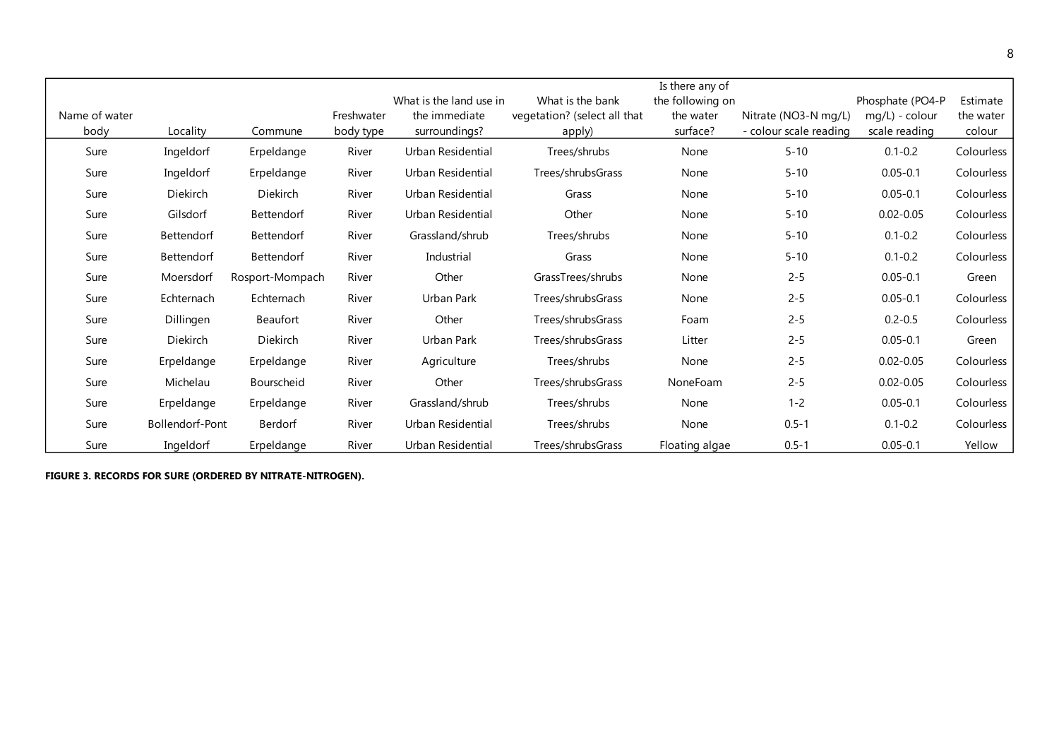| Name of water body | Locality | Commune | Freshwater body type | What is the land use in the immediate surroundings? | What is the bank vegetation? (select all that apply) | Is there any of the following on the water surface? | Nitrate (NO3-N mg/L) - colour scale reading | Phosphate (PO4-P mg/L) - colour scale reading | Estimate the water colour |
|---|---|---|---|---|---|---|---|---|---|
| Sure | Ingeldorf | Erpeldange | River | Urban Residential | Trees/shrubs | None | 5-10 | 0.1-0.2 | Colourless |
| Sure | Ingeldorf | Erpeldange | River | Urban Residential | Trees/shrubsGrass | None | 5-10 | 0.05-0.1 | Colourless |
| Sure | Diekirch | Diekirch | River | Urban Residential | Grass | None | 5-10 | 0.05-0.1 | Colourless |
| Sure | Gilsdorf | Bettendorf | River | Urban Residential | Other | None | 5-10 | 0.02-0.05 | Colourless |
| Sure | Bettendorf | Bettendorf | River | Grassland/shrub | Trees/shrubs | None | 5-10 | 0.1-0.2 | Colourless |
| Sure | Bettendorf | Bettendorf | River | Industrial | Grass | None | 5-10 | 0.1-0.2 | Colourless |
| Sure | Moersdorf | Rosport-Mompach | River | Other | GrassTrees/shrubs | None | 2-5 | 0.05-0.1 | Green |
| Sure | Echternach | Echternach | River | Urban Park | Trees/shrubsGrass | None | 2-5 | 0.05-0.1 | Colourless |
| Sure | Dillingen | Beaufort | River | Other | Trees/shrubsGrass | Foam | 2-5 | 0.2-0.5 | Colourless |
| Sure | Diekirch | Diekirch | River | Urban Park | Trees/shrubsGrass | Litter | 2-5 | 0.05-0.1 | Green |
| Sure | Erpeldange | Erpeldange | River | Agriculture | Trees/shrubs | None | 2-5 | 0.02-0.05 | Colourless |
| Sure | Michelau | Bourscheid | River | Other | Trees/shrubsGrass | NoneFoam | 2-5 | 0.02-0.05 | Colourless |
| Sure | Erpeldange | Erpeldange | River | Grassland/shrub | Trees/shrubs | None | 1-2 | 0.05-0.1 | Colourless |
| Sure | Bollendorf-Pont | Berdorf | River | Urban Residential | Trees/shrubs | None | 0.5-1 | 0.1-0.2 | Colourless |
| Sure | Ingeldorf | Erpeldange | River | Urban Residential | Trees/shrubsGrass | Floating algae | 0.5-1 | 0.05-0.1 | Yellow |

**FIGURE 3. RECORDS FOR SURE (ORDERED BY NITRATE-NITROGEN).**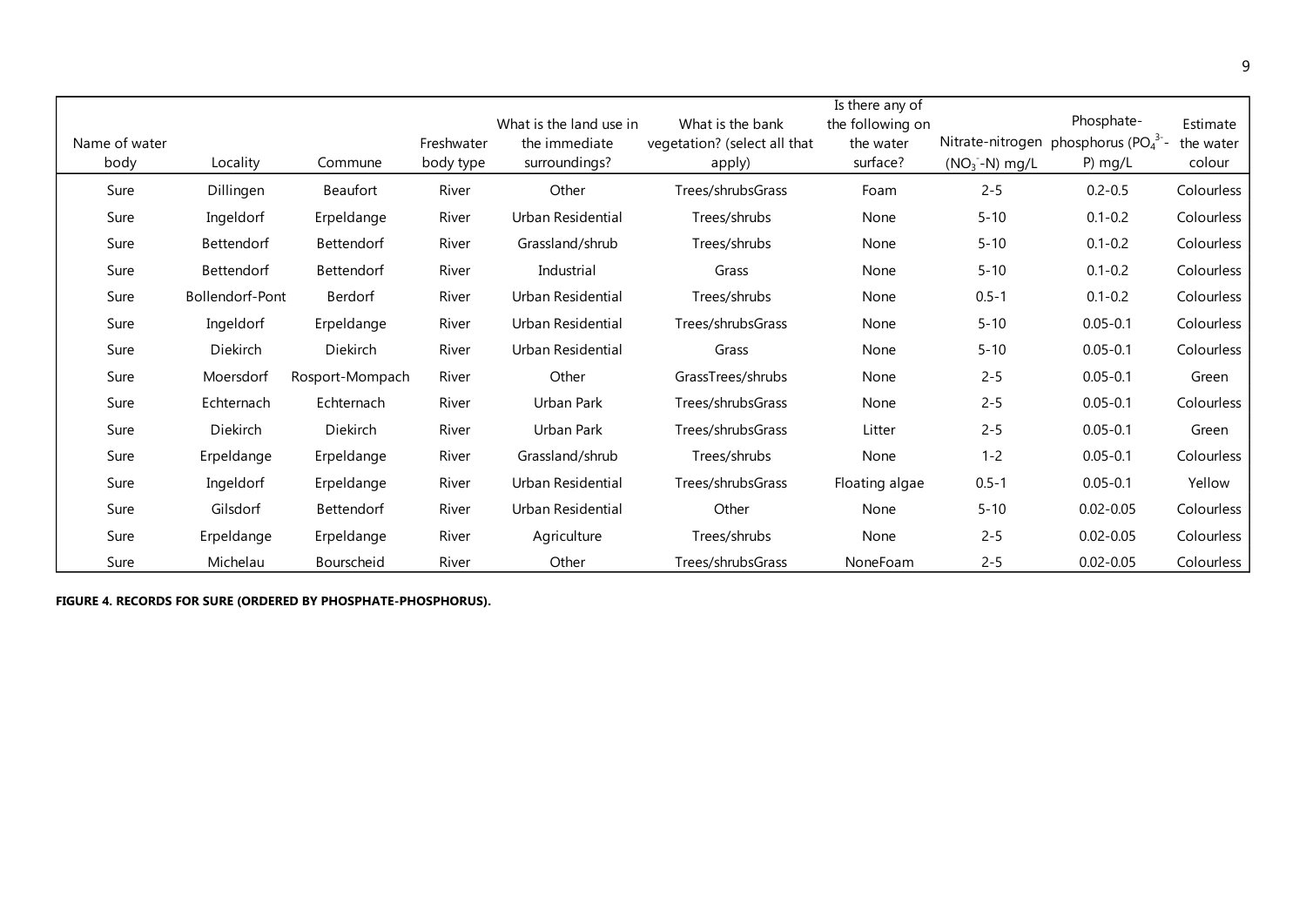| Name of water body | Locality | Commune | Freshwater body type | What is the land use in the immediate surroundings? | What is the bank vegetation? (select all that apply) | Is there any of the following on the water surface? | Nitrate-nitrogen ($NO_3^-$-N) mg/L | Phosphate-phosphorus ($PO_4^{3-}$-P) mg/L | Estimate the water colour |
|---|---|---|---|---|---|---|---|---|---|
| Sure | Dillingen | Beaufort | River | Other | Trees/shrubsGrass | Foam | 2-5 | 0.2-0.5 | Colourless |
| Sure | Ingeldorf | Erpeldange | River | Urban Residential | Trees/shrubs | None | 5-10 | 0.1-0.2 | Colourless |
| Sure | Bettendorf | Bettendorf | River | Grassland/shrub | Trees/shrubs | None | 5-10 | 0.1-0.2 | Colourless |
| Sure | Bettendorf | Bettendorf | River | Industrial | Grass | None | 5-10 | 0.1-0.2 | Colourless |
| Sure | Bollendorf-Pont | Berdorf | River | Urban Residential | Trees/shrubs | None | 0.5-1 | 0.1-0.2 | Colourless |
| Sure | Ingeldorf | Erpeldange | River | Urban Residential | Trees/shrubsGrass | None | 5-10 | 0.05-0.1 | Colourless |
| Sure | Diekirch | Diekirch | River | Urban Residential | Grass | None | 5-10 | 0.05-0.1 | Colourless |
| Sure | Moersdorf | Rosport-Mompach | River | Other | GrassTrees/shrubs | None | 2-5 | 0.05-0.1 | Green |
| Sure | Echternach | Echternach | River | Urban Park | Trees/shrubsGrass | None | 2-5 | 0.05-0.1 | Colourless |
| Sure | Diekirch | Diekirch | River | Urban Park | Trees/shrubsGrass | Litter | 2-5 | 0.05-0.1 | Green |
| Sure | Erpeldange | Erpeldange | River | Grassland/shrub | Trees/shrubs | None | 1-2 | 0.05-0.1 | Colourless |
| Sure | Ingeldorf | Erpeldange | River | Urban Residential | Trees/shrubsGrass | Floating algae | 0.5-1 | 0.05-0.1 | Yellow |
| Sure | Gilsdorf | Bettendorf | River | Urban Residential | Other | None | 5-10 | 0.02-0.05 | Colourless |
| Sure | Erpeldange | Erpeldange | River | Agriculture | Trees/shrubs | None | 2-5 | 0.02-0.05 | Colourless |
| Sure | Michelau | Bourscheid | River | Other | Trees/shrubsGrass | NoneFoam | 2-5 | 0.02-0.05 | Colourless |

**FIGURE 4. RECORDS FOR SURE (ORDERED BY PHOSPHATE-PHOSPHORUS).**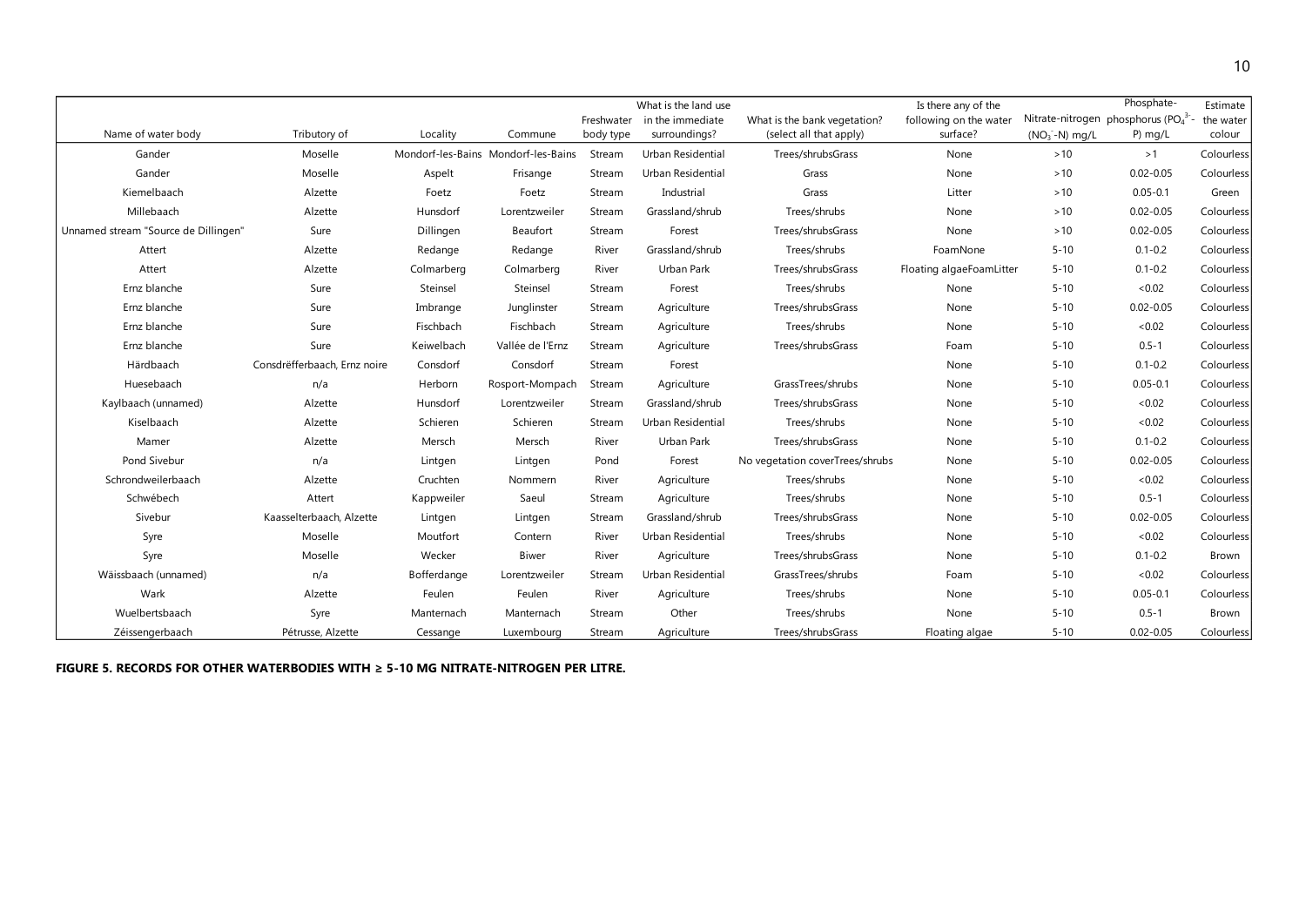| Name of water body | Tributory of | Locality | Commune | Freshwater body type | What is the land use in the immediate surroundings? | What is the bank vegetation? (select all that apply) | Is there any of the following on the water surface? | Nitrate-nitrogen ($NO_3^-$-N) mg/L | Phosphate-phosphorus ($PO_4^{3-}$-P) mg/L | Estimate the water colour |
|---|---|---|---|---|---|---|---|---|---|---|
| Gander | Moselle | Mondorf-les-Bains | Mondorf-les-Bains | Stream | Urban Residential | Trees/shrubsGrass | None | >10 | >1 | Colourless |
| Gander | Moselle | Aspelt | Frisange | Stream | Urban Residential | Grass | None | >10 | 0.02-0.05 | Colourless |
| Kiemelbaach | Alzette | Foetz | Foetz | Stream | Industrial | Grass | Litter | >10 | 0.05-0.1 | Green |
| Millebaach | Alzette | Hunsdorf | Lorentzweiler | Stream | Grassland/shrub | Trees/shrubs | None | >10 | 0.02-0.05 | Colourless |
| Unnamed stream "Source de Dillingen" | Sure | Dillingen | Beaufort | Stream | Forest | Trees/shrubsGrass | None | >10 | 0.02-0.05 | Colourless |
| Attert | Alzette | Redange | Redange | River | Grassland/shrub | Trees/shrubs | FoamNone | 5-10 | 0.1-0.2 | Colourless |
| Attert | Alzette | Colmarberg | Colmarberg | River | Urban Park | Trees/shrubsGrass | Floating algaeFoamLitter | 5-10 | 0.1-0.2 | Colourless |
| Ernz blanche | Sure | Steinsel | Steinsel | Stream | Forest | Trees/shrubs | None | 5-10 | <0.02 | Colourless |
| Ernz blanche | Sure | Imbrange | Junglinster | Stream | Agriculture | Trees/shrubsGrass | None | 5-10 | 0.02-0.05 | Colourless |
| Ernz blanche | Sure | Fischbach | Fischbach | Stream | Agriculture | Trees/shrubs | None | 5-10 | <0.02 | Colourless |
| Ernz blanche | Sure | Keiwelbach | Vallée de l'Ernz | Stream | Agriculture | Trees/shrubsGrass | Foam | 5-10 | 0.5-1 | Colourless |
| Härdbaach | Consdrëfferbaach, Ernz noire | Consdorf | Consdorf | Stream | Forest | | None | 5-10 | 0.1-0.2 | Colourless |
| Huesebaach | n/a | Herborn | Rosport-Mompach | Stream | Agriculture | GrassTrees/shrubs | None | 5-10 | 0.05-0.1 | Colourless |
| Kaylbaach (unnamed) | Alzette | Hunsdorf | Lorentzweiler | Stream | Grassland/shrub | Trees/shrubsGrass | None | 5-10 | <0.02 | Colourless |
| Kiselbaach | Alzette | Schieren | Schieren | Stream | Urban Residential | Trees/shrubs | None | 5-10 | <0.02 | Colourless |
| Mamer | Alzette | Mersch | Mersch | River | Urban Park | Trees/shrubsGrass | None | 5-10 | 0.1-0.2 | Colourless |
| Pond Sivebur | n/a | Lintgen | Lintgen | Pond | Forest | No vegetation coverTrees/shrubs | None | 5-10 | 0.02-0.05 | Colourless |
| Schrondweilerbaach | Alzette | Cruchten | Nommern | River | Agriculture | Trees/shrubs | None | 5-10 | <0.02 | Colourless |
| Schwébech | Attert | Kappweiler | Saeul | Stream | Agriculture | Trees/shrubs | None | 5-10 | 0.5-1 | Colourless |
| Sivebur | Kaasselterbaach, Alzette | Lintgen | Lintgen | Stream | Grassland/shrub | Trees/shrubsGrass | None | 5-10 | 0.02-0.05 | Colourless |
| Syre | Moselle | Moutfort | Contern | River | Urban Residential | Trees/shrubs | None | 5-10 | <0.02 | Colourless |
| Syre | Moselle | Wecker | Biwer | River | Agriculture | Trees/shrubsGrass | None | 5-10 | 0.1-0.2 | Brown |
| Wäissbaach (unnamed) | n/a | Bofferdange | Lorentzweiler | Stream | Urban Residential | GrassTrees/shrubs | Foam | 5-10 | <0.02 | Colourless |
| Wark | Alzette | Feulen | Feulen | River | Agriculture | Trees/shrubs | None | 5-10 | 0.05-0.1 | Colourless |
| Wuelbertsbaach | Syre | Manternach | Manternach | Stream | Other | Trees/shrubs | None | 5-10 | 0.5-1 | Brown |
| Zéissengerbaach | Pétrusse, Alzette | Cessange | Luxembourg | Stream | Agriculture | Trees/shrubsGrass | Floating algae | 5-10 | 0.02-0.05 | Colourless |

**FIGURE 5. RECORDS FOR OTHER WATERBODIES WITH ≥ 5-10 MG NITRATE-NITROGEN PER LITRE.**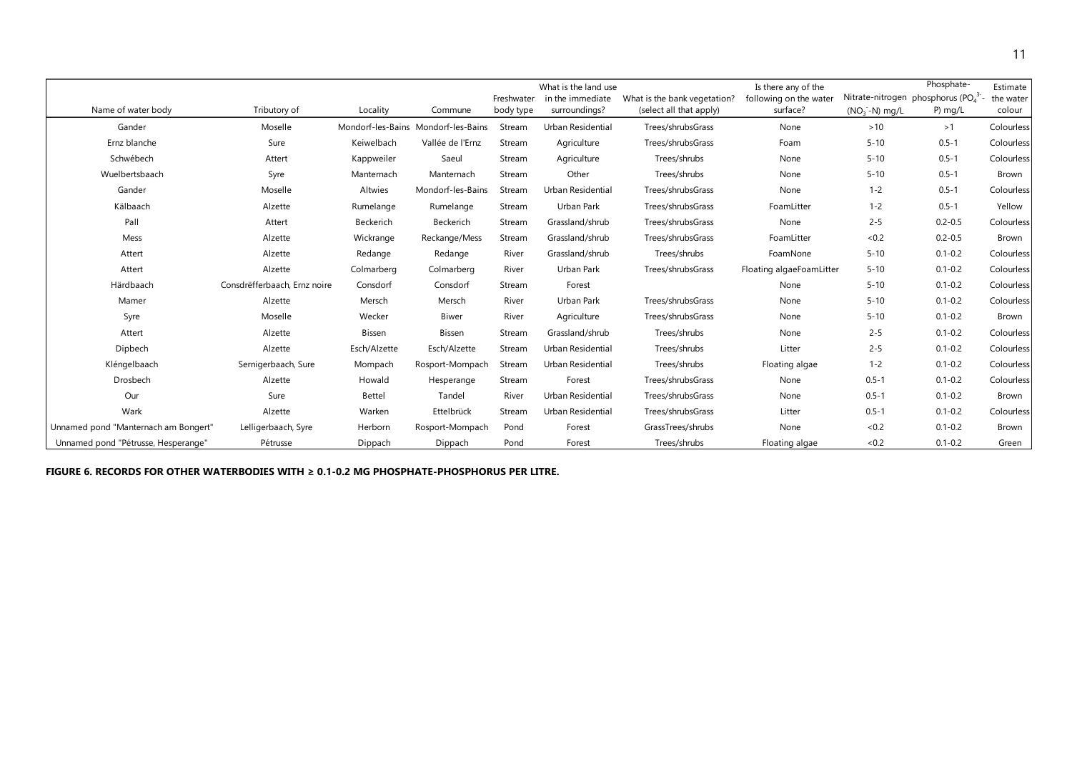| Name of water body | Tributory of | Locality | Commune | Freshwater body type | What is the land use in the immediate surroundings? | What is the bank vegetation? (select all that apply) | Is there any of the following on the water surface? | Nitrate-nitrogen ($NO_3^-$-N) mg/L | Phosphate-phosphorus ($PO_4^{3-}$-P) mg/L | Estimate the water colour |
|---|---|---|---|---|---|---|---|---|---|---|
| Gander | Moselle | Mondorf-les-Bains | Mondorf-les-Bains | Stream | Urban Residential | Trees/shrubsGrass | None | >10 | >1 | Colourless |
| Ernz blanche | Sure | Keiwelbach | Vallée de l'Ernz | Stream | Agriculture | Trees/shrubsGrass | Foam | 5-10 | 0.5-1 | Colourless |
| Schwébech | Attert | Kappweiler | Saeul | Stream | Agriculture | Trees/shrubs | None | 5-10 | 0.5-1 | Colourless |
| Wuelbertsbaach | Syre | Manternach | Manternach | Stream | Other | Trees/shrubs | None | 5-10 | 0.5-1 | Brown |
| Gander | Moselle | Altwies | Mondorf-les-Bains | Stream | Urban Residential | Trees/shrubsGrass | None | 1-2 | 0.5-1 | Colourless |
| Kälbaach | Alzette | Rumelange | Rumelange | Stream | Urban Park | Trees/shrubsGrass | FoamLitter | 1-2 | 0.5-1 | Yellow |
| Pall | Attert | Beckerich | Beckerich | Stream | Grassland/shrub | Trees/shrubsGrass | None | 2-5 | 0.2-0.5 | Colourless |
| Mess | Alzette | Wickrange | Reckange/Mess | Stream | Grassland/shrub | Trees/shrubsGrass | FoamLitter | <0.2 | 0.2-0.5 | Brown |
| Attert | Alzette | Redange | Redange | River | Grassland/shrub | Trees/shrubs | FoamNone | 5-10 | 0.1-0.2 | Colourless |
| Attert | Alzette | Colmarberg | Colmarberg | River | Urban Park | Trees/shrubsGrass | Floating algaeFoamLitter | 5-10 | 0.1-0.2 | Colourless |
| Härdbaach | Consdréfferbaach, Ernz noire | Consdorf | Consdorf | Stream | Forest | | None | 5-10 | 0.1-0.2 | Colourless |
| Mamer | Alzette | Mersch | Mersch | River | Urban Park | Trees/shrubsGrass | None | 5-10 | 0.1-0.2 | Colourless |
| Syre | Moselle | Wecker | Biwer | River | Agriculture | Trees/shrubsGrass | None | 5-10 | 0.1-0.2 | Brown |
| Attert | Alzette | Bissen | Bissen | Stream | Grassland/shrub | Trees/shrubs | None | 2-5 | 0.1-0.2 | Colourless |
| Dipbech | Alzette | Esch/Alzette | Esch/Alzette | Stream | Urban Residential | Trees/shrubs | Litter | 2-5 | 0.1-0.2 | Colourless |
| Kléngelbaach | Sernigerbaach, Sure | Mompach | Rosport-Mompach | Stream | Urban Residential | Trees/shrubs | Floating algae | 1-2 | 0.1-0.2 | Colourless |
| Drosbech | Alzette | Howald | Hesperange | Stream | Forest | Trees/shrubsGrass | None | 0.5-1 | 0.1-0.2 | Colourless |
| Our | Sure | Bettel | Tandel | River | Urban Residential | Trees/shrubsGrass | None | 0.5-1 | 0.1-0.2 | Brown |
| Wark | Alzette | Warken | Ettelbrück | Stream | Urban Residential | Trees/shrubsGrass | Litter | 0.5-1 | 0.1-0.2 | Colourless |
| Unnamed pond "Manternach am Bongert" | Lelligerbaach, Syre | Herborn | Rosport-Mompach | Pond | Forest | GrassTrees/shrubs | None | <0.2 | 0.1-0.2 | Brown |
| Unnamed pond "Pétrusse, Hesperange" | Pétrusse | Dippach | Dippach | Pond | Forest | Trees/shrubs | Floating algae | <0.2 | 0.1-0.2 | Green |

**FIGURE 6. RECORDS FOR OTHER WATERBODIES WITH ≥ 0.1-0.2 MG PHOSPHATE-PHOSPHORUS PER LITRE.**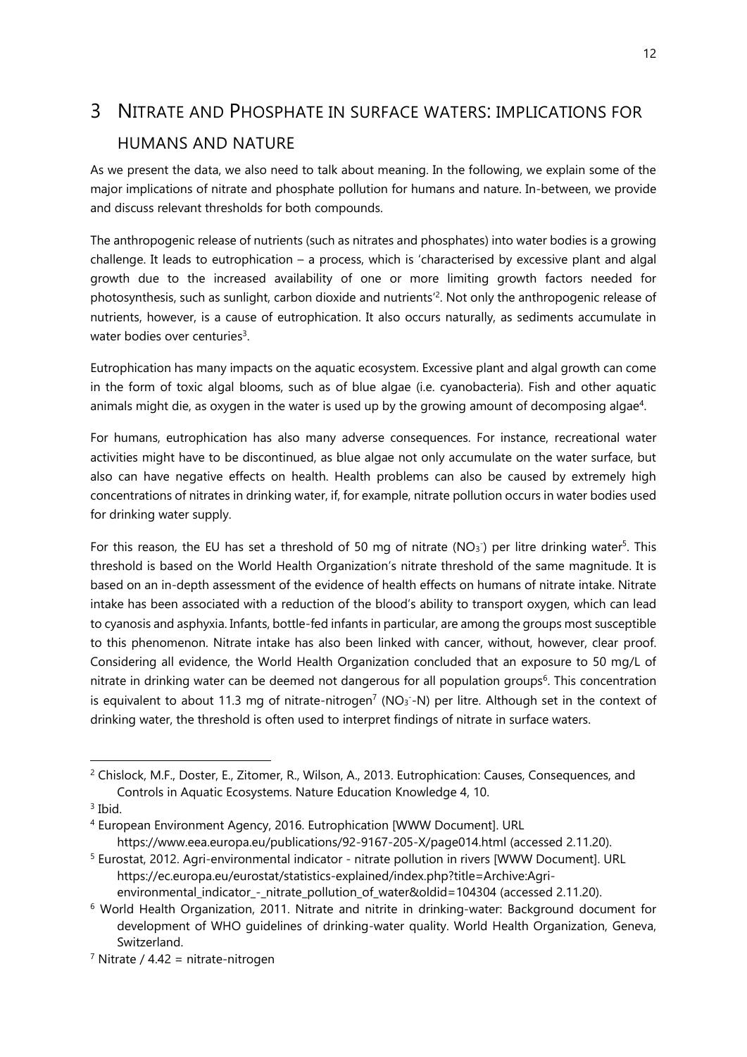# 3 Nitrate and Phosphate in surface waters: implications for humans and nature

As we present the data, we also need to talk about meaning. In the following, we explain some of the major implications of nitrate and phosphate pollution for humans and nature. In-between, we provide and discuss relevant thresholds for both compounds.

The anthropogenic release of nutrients (such as nitrates and phosphates) into water bodies is a growing challenge. It leads to eutrophication – a process, which is 'characterised by excessive plant and algal growth due to the increased availability of one or more limiting growth factors needed for photosynthesis, such as sunlight, carbon dioxide and nutrients'[2]. Not only the anthropogenic release of nutrients, however, is a cause of eutrophication. It also occurs naturally, as sediments accumulate in water bodies over centuries[3].

Eutrophication has many impacts on the aquatic ecosystem. Excessive plant and algal growth can come in the form of toxic algal blooms, such as of blue algae (i.e. cyanobacteria). Fish and other aquatic animals might die, as oxygen in the water is used up by the growing amount of decomposing algae[4].

For humans, eutrophication has also many adverse consequences. For instance, recreational water activities might have to be discontinued, as blue algae not only accumulate on the water surface, but also can have negative effects on health. Health problems can also be caused by extremely high concentrations of nitrates in drinking water, if, for example, nitrate pollution occurs in water bodies used for drinking water supply.

For this reason, the EU has set a threshold of 50 mg of nitrate ($NO_3^-$) per litre drinking water[5]. This threshold is based on the World Health Organization's nitrate threshold of the same magnitude. It is based on an in-depth assessment of the evidence of health effects on humans of nitrate intake. Nitrate intake has been associated with a reduction of the blood's ability to transport oxygen, which can lead to cyanosis and asphyxia. Infants, bottle-fed infants in particular, are among the groups most susceptible to this phenomenon. Nitrate intake has also been linked with cancer, without, however, clear proof. Considering all evidence, the World Health Organization concluded that an exposure to 50 mg/L of nitrate in drinking water can be deemed not dangerous for all population groups[6]. This concentration is equivalent to about 11.3 mg of nitrate-nitrogen[7] ($NO_3^-$-N) per litre. Although set in the context of drinking water, the threshold is often used to interpret findings of nitrate in surface waters.

---

[2] Chislock, M.F., Doster, E., Zitomer, R., Wilson, A., 2013. Eutrophication: Causes, Consequences, and Controls in Aquatic Ecosystems. Nature Education Knowledge 4, 10.

[3] Ibid.

[4] European Environment Agency, 2016. Eutrophication [WWW Document]. URL https://www.eea.europa.eu/publications/92-9167-205-X/page014.html (accessed 2.11.20).

[5] Eurostat, 2012. Agri-environmental indicator - nitrate pollution in rivers [WWW Document]. URL https://ec.europa.eu/eurostat/statistics-explained/index.php?title=Archive:Agri-environmental_indicator_-_nitrate_pollution_of_water&oldid=104304 (accessed 2.11.20).

[6] World Health Organization, 2011. Nitrate and nitrite in drinking-water: Background document for development of WHO guidelines of drinking-water quality. World Health Organization, Geneva, Switzerland.

[7] Nitrate / 4.42 = nitrate-nitrogen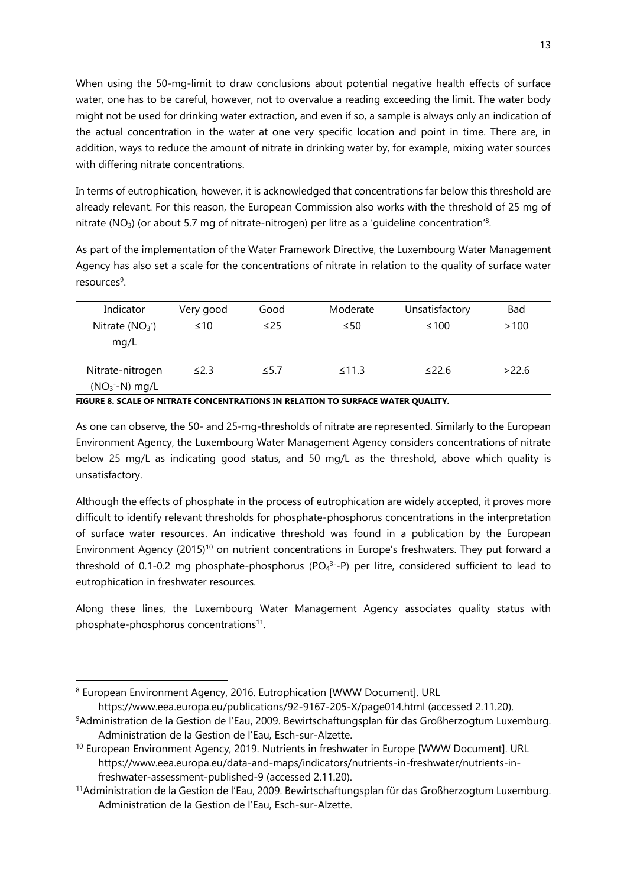When using the 50-mg-limit to draw conclusions about potential negative health effects of surface water, one has to be careful, however, not to overvalue a reading exceeding the limit. The water body might not be used for drinking water extraction, and even if so, a sample is always only an indication of the actual concentration in the water at one very specific location and point in time. There are, in addition, ways to reduce the amount of nitrate in drinking water by, for example, mixing water sources with differing nitrate concentrations.

In terms of eutrophication, however, it is acknowledged that concentrations far below this threshold are already relevant. For this reason, the European Commission also works with the threshold of 25 mg of nitrate ($NO_3$) (or about 5.7 mg of nitrate-nitrogen) per litre as a 'guideline concentration'[8].

As part of the implementation of the Water Framework Directive, the Luxembourg Water Management Agency has also set a scale for the concentrations of nitrate in relation to the quality of surface water resources[9].

| Indicator | Very good | Good | Moderate | Unsatisfactory | Bad |
|---|---|---|---|---|---|
| Nitrate ($NO_3^-$) mg/L | ≤10 | ≤25 | ≤50 | ≤100 | >100 |
| Nitrate-nitrogen ($NO_3^-$-N) mg/L | ≤2.3 | ≤5.7 | ≤11.3 | ≤22.6 | >22.6 |

**FIGURE 8. SCALE OF NITRATE CONCENTRATIONS IN RELATION TO SURFACE WATER QUALITY.**

As one can observe, the 50- and 25-mg-thresholds of nitrate are represented. Similarly to the European Environment Agency, the Luxembourg Water Management Agency considers concentrations of nitrate below 25 mg/L as indicating good status, and 50 mg/L as the threshold, above which quality is unsatisfactory.

Although the effects of phosphate in the process of eutrophication are widely accepted, it proves more difficult to identify relevant thresholds for phosphate-phosphorus concentrations in the interpretation of surface water resources. An indicative threshold was found in a publication by the European Environment Agency (2015)[10] on nutrient concentrations in Europe's freshwaters. They put forward a threshold of 0.1-0.2 mg phosphate-phosphorus ($PO_4^{3-}$-P) per litre, considered sufficient to lead to eutrophication in freshwater resources.

Along these lines, the Luxembourg Water Management Agency associates quality status with phosphate-phosphorus concentrations[11].

---

[8] European Environment Agency, 2016. Eutrophication [WWW Document]. URL https://www.eea.europa.eu/publications/92-9167-205-X/page014.html (accessed 2.11.20).

[9] Administration de la Gestion de l'Eau, 2009. Bewirtschaftungsplan für das Großherzogtum Luxemburg. Administration de la Gestion de l'Eau, Esch-sur-Alzette.

[10] European Environment Agency, 2019. Nutrients in freshwater in Europe [WWW Document]. URL https://www.eea.europa.eu/data-and-maps/indicators/nutrients-in-freshwater/nutrients-in-freshwater-assessment-published-9 (accessed 2.11.20).

[11] Administration de la Gestion de l'Eau, 2009. Bewirtschaftungsplan für das Großherzogtum Luxemburg. Administration de la Gestion de l'Eau, Esch-sur-Alzette.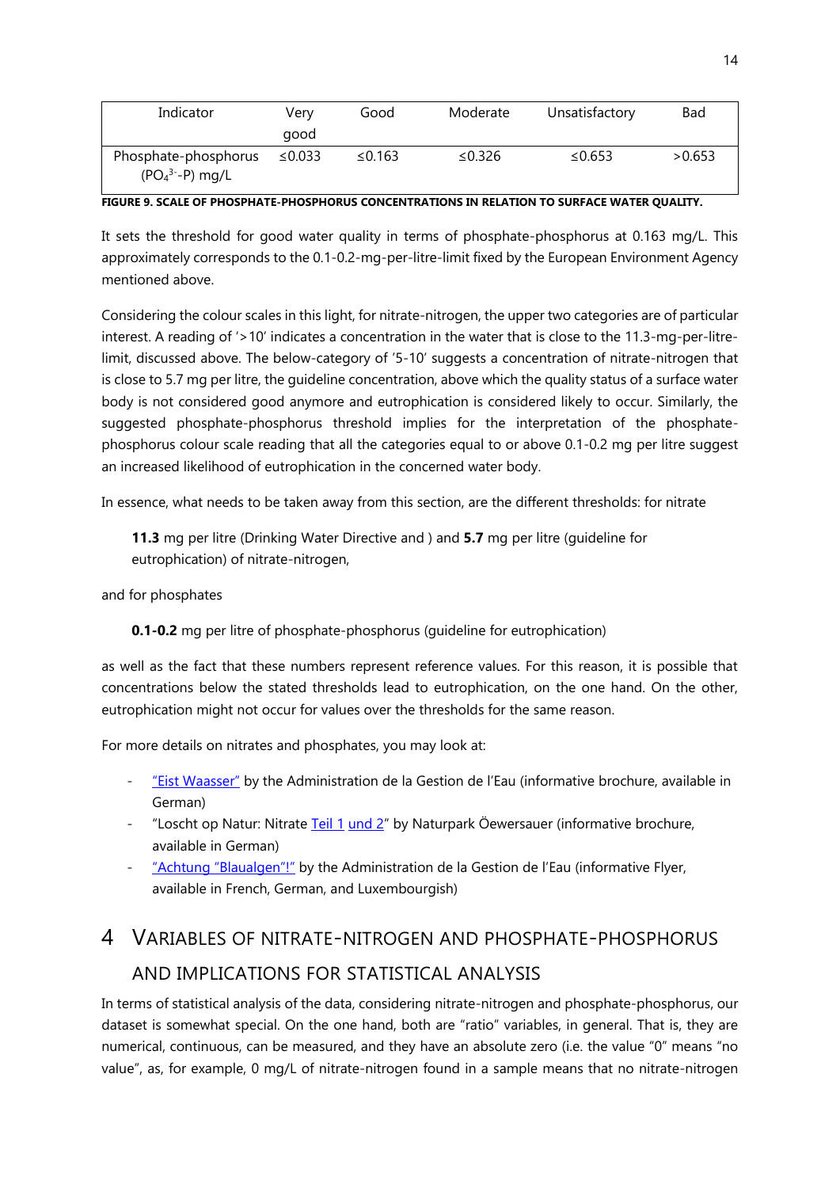| Indicator | Very good | Good | Moderate | Unsatisfactory | Bad |
|---|---|---|---|---|---|
| Phosphate-phosphorus ($PO_4^{3-}$-P) mg/L | ≤0.033 | ≤0.163 | ≤0.326 | ≤0.653 | >0.653 |

**FIGURE 9. SCALE OF PHOSPHATE-PHOSPHORUS CONCENTRATIONS IN RELATION TO SURFACE WATER QUALITY.**

It sets the threshold for good water quality in terms of phosphate-phosphorus at 0.163 mg/L. This approximately corresponds to the 0.1-0.2-mg-per-litre-limit fixed by the European Environment Agency mentioned above.

Considering the colour scales in this light, for nitrate-nitrogen, the upper two categories are of particular interest. A reading of '>10' indicates a concentration in the water that is close to the 11.3-mg-per-litre-limit, discussed above. The below-category of '5-10' suggests a concentration of nitrate-nitrogen that is close to 5.7 mg per litre, the guideline concentration, above which the quality status of a surface water body is not considered good anymore and eutrophication is considered likely to occur. Similarly, the suggested phosphate-phosphorus threshold implies for the interpretation of the phosphate-phosphorus colour scale reading that all the categories equal to or above 0.1-0.2 mg per litre suggest an increased likelihood of eutrophication in the concerned water body.

In essence, what needs to be taken away from this section, are the different thresholds: for nitrate

> **11.3** mg per litre (Drinking Water Directive and ) and **5.7** mg per litre (guideline for eutrophication) of nitrate-nitrogen,

and for phosphates

> **0.1-0.2** mg per litre of phosphate-phosphorus (guideline for eutrophication)

as well as the fact that these numbers represent reference values. For this reason, it is possible that concentrations below the stated thresholds lead to eutrophication, on the one hand. On the other, eutrophication might not occur for values over the thresholds for the same reason.

For more details on nitrates and phosphates, you may look at:

- "Eist Waasser" by the Administration de la Gestion de l'Eau (informative brochure, available in German)
- "Loscht op Natur: Nitrate Teil 1 und 2" by Naturpark Öewersauer (informative brochure, available in German)
- "Achtung "Blaualgen"!" by the Administration de la Gestion de l'Eau (informative Flyer, available in French, German, and Luxembourgish)

# 4 Variables of Nitrate-Nitrogen and Phosphate-Phosphorus and Implications for Statistical Analysis

In terms of statistical analysis of the data, considering nitrate-nitrogen and phosphate-phosphorus, our dataset is somewhat special. On the one hand, both are "ratio" variables, in general. That is, they are numerical, continuous, can be measured, and they have an absolute zero (i.e. the value "0" means "no value", as, for example, 0 mg/L of nitrate-nitrogen found in a sample means that no nitrate-nitrogen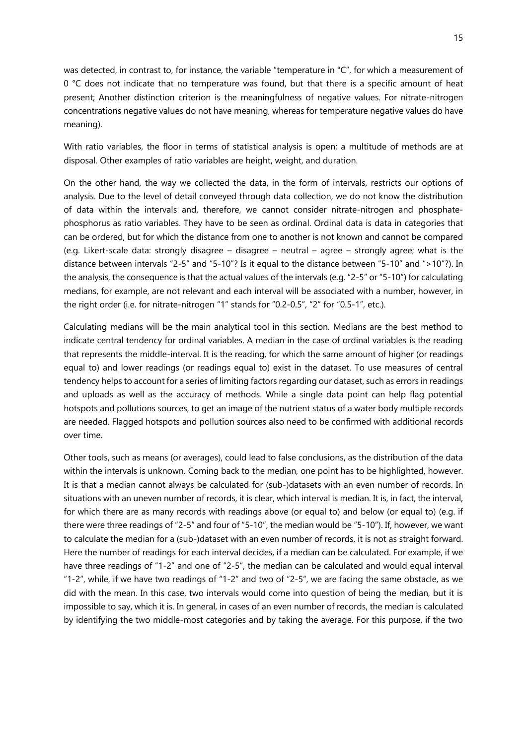was detected, in contrast to, for instance, the variable "temperature in °C", for which a measurement of 0 °C does not indicate that no temperature was found, but that there is a specific amount of heat present; Another distinction criterion is the meaningfulness of negative values. For nitrate-nitrogen concentrations negative values do not have meaning, whereas for temperature negative values do have meaning).

With ratio variables, the floor in terms of statistical analysis is open; a multitude of methods are at disposal. Other examples of ratio variables are height, weight, and duration.

On the other hand, the way we collected the data, in the form of intervals, restricts our options of analysis. Due to the level of detail conveyed through data collection, we do not know the distribution of data within the intervals and, therefore, we cannot consider nitrate-nitrogen and phosphate-phosphorus as ratio variables. They have to be seen as ordinal. Ordinal data is data in categories that can be ordered, but for which the distance from one to another is not known and cannot be compared (e.g. Likert-scale data: strongly disagree – disagree – neutral – agree – strongly agree; what is the distance between intervals "2-5" and "5-10"? Is it equal to the distance between "5-10" and ">10"?). In the analysis, the consequence is that the actual values of the intervals (e.g. "2-5" or "5-10") for calculating medians, for example, are not relevant and each interval will be associated with a number, however, in the right order (i.e. for nitrate-nitrogen "1" stands for "0.2-0.5", "2" for "0.5-1", etc.).

Calculating medians will be the main analytical tool in this section. Medians are the best method to indicate central tendency for ordinal variables. A median in the case of ordinal variables is the reading that represents the middle-interval. It is the reading, for which the same amount of higher (or readings equal to) and lower readings (or readings equal to) exist in the dataset. To use measures of central tendency helps to account for a series of limiting factors regarding our dataset, such as errors in readings and uploads as well as the accuracy of methods. While a single data point can help flag potential hotspots and pollutions sources, to get an image of the nutrient status of a water body multiple records are needed. Flagged hotspots and pollution sources also need to be confirmed with additional records over time.

Other tools, such as means (or averages), could lead to false conclusions, as the distribution of the data within the intervals is unknown. Coming back to the median, one point has to be highlighted, however. It is that a median cannot always be calculated for (sub-)datasets with an even number of records. In situations with an uneven number of records, it is clear, which interval is median. It is, in fact, the interval, for which there are as many records with readings above (or equal to) and below (or equal to) (e.g. if there were three readings of "2-5" and four of "5-10", the median would be "5-10"). If, however, we want to calculate the median for a (sub-)dataset with an even number of records, it is not as straight forward. Here the number of readings for each interval decides, if a median can be calculated. For example, if we have three readings of "1-2" and one of "2-5", the median can be calculated and would equal interval "1-2", while, if we have two readings of "1-2" and two of "2-5", we are facing the same obstacle, as we did with the mean. In this case, two intervals would come into question of being the median, but it is impossible to say, which it is. In general, in cases of an even number of records, the median is calculated by identifying the two middle-most categories and by taking the average. For this purpose, if the two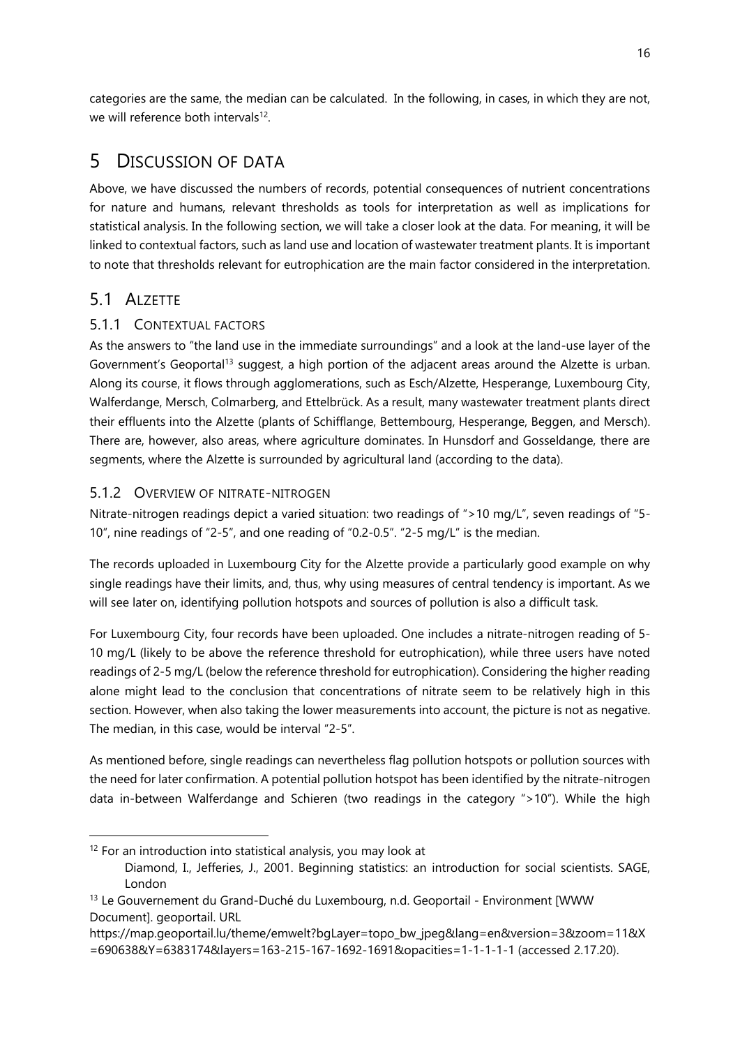categories are the same, the median can be calculated. In the following, in cases, in which they are not, we will reference both intervals[12].

# 5 Discussion of data

Above, we have discussed the numbers of records, potential consequences of nutrient concentrations for nature and humans, relevant thresholds as tools for interpretation as well as implications for statistical analysis. In the following section, we will take a closer look at the data. For meaning, it will be linked to contextual factors, such as land use and location of wastewater treatment plants. It is important to note that thresholds relevant for eutrophication are the main factor considered in the interpretation.

## 5.1 Alzette

### 5.1.1 Contextual factors

As the answers to "the land use in the immediate surroundings" and a look at the land-use layer of the Government's Geoportal[13] suggest, a high portion of the adjacent areas around the Alzette is urban. Along its course, it flows through agglomerations, such as Esch/Alzette, Hesperange, Luxembourg City, Walferdange, Mersch, Colmarberg, and Ettelbrück. As a result, many wastewater treatment plants direct their effluents into the Alzette (plants of Schifflange, Bettembourg, Hesperange, Beggen, and Mersch). There are, however, also areas, where agriculture dominates. In Hunsdorf and Gosseldange, there are segments, where the Alzette is surrounded by agricultural land (according to the data).

### 5.1.2 Overview of nitrate-nitrogen

Nitrate-nitrogen readings depict a varied situation: two readings of ">10 mg/L", seven readings of "5-10", nine readings of "2-5", and one reading of "0.2-0.5". "2-5 mg/L" is the median.

The records uploaded in Luxembourg City for the Alzette provide a particularly good example on why single readings have their limits, and, thus, why using measures of central tendency is important. As we will see later on, identifying pollution hotspots and sources of pollution is also a difficult task.

For Luxembourg City, four records have been uploaded. One includes a nitrate-nitrogen reading of 5-10 mg/L (likely to be above the reference threshold for eutrophication), while three users have noted readings of 2-5 mg/L (below the reference threshold for eutrophication). Considering the higher reading alone might lead to the conclusion that concentrations of nitrate seem to be relatively high in this section. However, when also taking the lower measurements into account, the picture is not as negative. The median, in this case, would be interval "2-5".

As mentioned before, single readings can nevertheless flag pollution hotspots or pollution sources with the need for later confirmation. A potential pollution hotspot has been identified by the nitrate-nitrogen data in-between Walferdange and Schieren (two readings in the category ">10"). While the high

---

[12] For an introduction into statistical analysis, you may look at
Diamond, I., Jefferies, J., 2001. Beginning statistics: an introduction for social scientists. SAGE, London

[13] Le Gouvernement du Grand-Duché du Luxembourg, n.d. Geoportaile - Environment [WWW Document]. geoportail. URL https://map.geoportail.lu/theme/emwelt?bgLayer=topo_bw_jpeg&lang=en&version=3&zoom=11&X=690638&Y=6383174&layers=163-215-167-1692-1691&opacities=1-1-1-1-1 (accessed 2.17.20).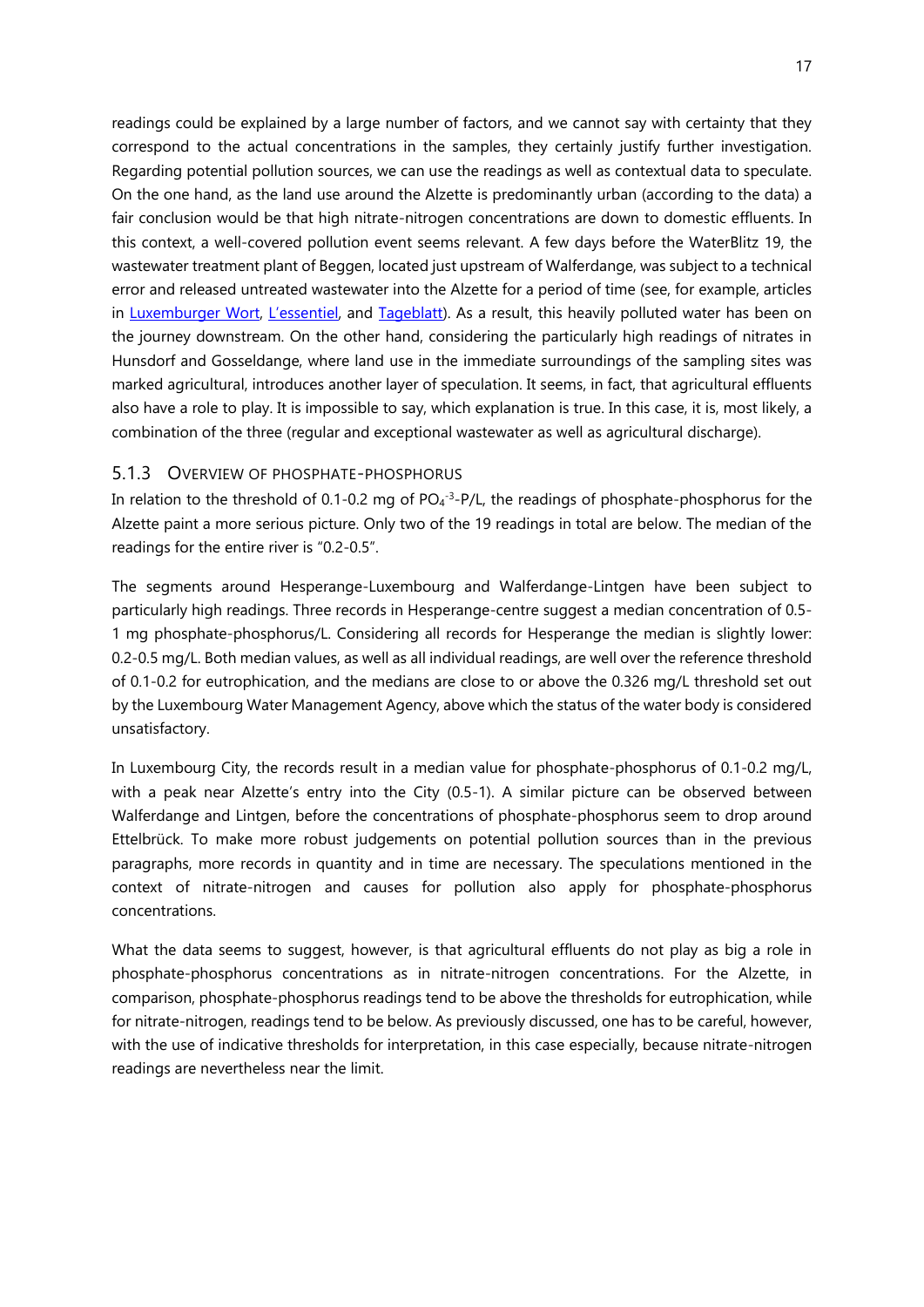readings could be explained by a large number of factors, and we cannot say with certainty that they correspond to the actual concentrations in the samples, they certainly justify further investigation. Regarding potential pollution sources, we can use the readings as well as contextual data to speculate. On the one hand, as the land use around the Alzette is predominantly urban (according to the data) a fair conclusion would be that high nitrate-nitrogen concentrations are down to domestic effluents. In this context, a well-covered pollution event seems relevant. A few days before the WaterBlitz 19, the wastewater treatment plant of Beggen, located just upstream of Walferdange, was subject to a technical error and released untreated wastewater into the Alzette for a period of time (see, for example, articles in Luxemburger Wort, L'essentiel, and Tageblatt). As a result, this heavily polluted water has been on the journey downstream. On the other hand, considering the particularly high readings of nitrates in Hunsdorf and Gosseldange, where land use in the immediate surroundings of the sampling sites was marked agricultural, introduces another layer of speculation. It seems, in fact, that agricultural effluents also have a role to play. It is impossible to say, which explanation is true. In this case, it is, most likely, a combination of the three (regular and exceptional wastewater as well as agricultural discharge).

### 5.1.3 Overview of phosphate-phosphorus

In relation to the threshold of 0.1-0.2 mg of $PO_4^{-3}$-P/L, the readings of phosphate-phosphorus for the Alzette paint a more serious picture. Only two of the 19 readings in total are below. The median of the readings for the entire river is "0.2-0.5".

The segments around Hesperange-Luxembourg and Walferdange-Lintgen have been subject to particularly high readings. Three records in Hesperange-centre suggest a median concentration of 0.5-1 mg phosphate-phosphorus/L. Considering all records for Hesperange the median is slightly lower: 0.2-0.5 mg/L. Both median values, as well as all individual readings, are well over the reference threshold of 0.1-0.2 for eutrophication, and the medians are close to or above the 0.326 mg/L threshold set out by the Luxembourg Water Management Agency, above which the status of the water body is considered unsatisfactory.

In Luxembourg City, the records result in a median value for phosphate-phosphorus of 0.1-0.2 mg/L, with a peak near Alzette's entry into the City (0.5-1). A similar picture can be observed between Walferdange and Lintgen, before the concentrations of phosphate-phosphorus seem to drop around Ettelbrück. To make more robust judgements on potential pollution sources than in the previous paragraphs, more records in quantity and in time are necessary. The speculations mentioned in the context of nitrate-nitrogen and causes for pollution also apply for phosphate-phosphorus concentrations.

What the data seems to suggest, however, is that agricultural effluents do not play as big a role in phosphate-phosphorus concentrations as in nitrate-nitrogen concentrations. For the Alzette, in comparison, phosphate-phosphorus readings tend to be above the thresholds for eutrophication, while for nitrate-nitrogen, readings tend to be below. As previously discussed, one has to be careful, however, with the use of indicative thresholds for interpretation, in this case especially, because nitrate-nitrogen readings are nevertheless near the limit.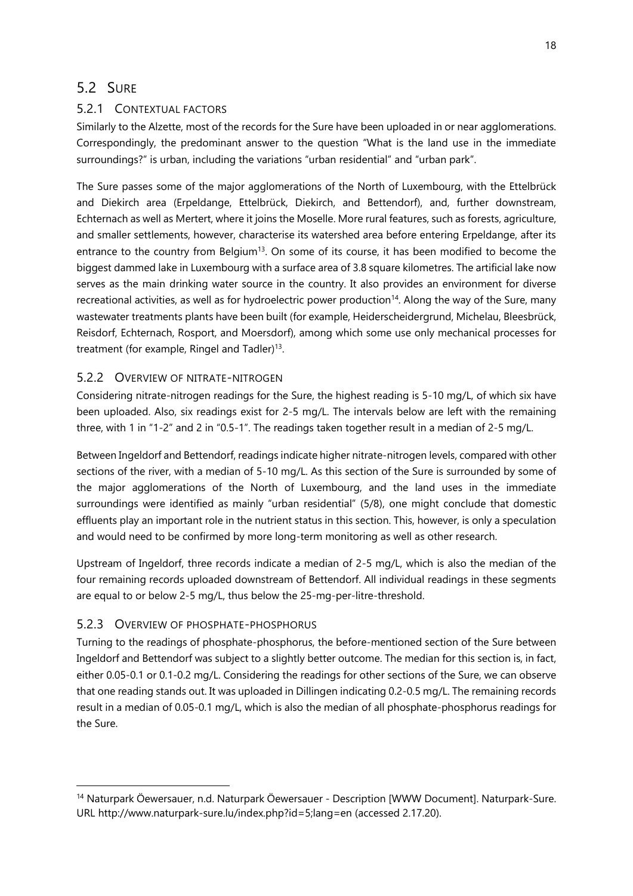## 5.2 Sure

### 5.2.1 Contextual factors

Similarly to the Alzette, most of the records for the Sure have been uploaded in or near agglomerations. Correspondingly, the predominant answer to the question "What is the land use in the immediate surroundings?" is urban, including the variations "urban residential" and "urban park".

The Sure passes some of the major agglomerations of the North of Luxembourg, with the Ettelbrück and Diekirch area (Erpeldange, Ettelbrück, Diekirch, and Bettendorf), and, further downstream, Echternach as well as Mertert, where it joins the Moselle. More rural features, such as forests, agriculture, and smaller settlements, however, characterise its watershed area before entering Erpeldange, after its entrance to the country from Belgium[13]. On some of its course, it has been modified to become the biggest dammed lake in Luxembourg with a surface area of 3.8 square kilometres. The artificial lake now serves as the main drinking water source in the country. It also provides an environment for diverse recreational activities, as well as for hydroelectric power production[14]. Along the way of the Sure, many wastewater treatments plants have been built (for example, Heiderscheidergrund, Michelau, Bleesbrück, Reisdorf, Echternach, Rosport, and Moersdorf), among which some use only mechanical processes for treatment (for example, Ringel and Tadler)[13].

### 5.2.2 Overview of nitrate-nitrogen

Considering nitrate-nitrogen readings for the Sure, the highest reading is 5-10 mg/L, of which six have been uploaded. Also, six readings exist for 2-5 mg/L. The intervals below are left with the remaining three, with 1 in "1-2" and 2 in "0.5-1". The readings taken together result in a median of 2-5 mg/L.

Between Ingeldorf and Bettendorf, readings indicate higher nitrate-nitrogen levels, compared with other sections of the river, with a median of 5-10 mg/L. As this section of the Sure is surrounded by some of the major agglomerations of the North of Luxembourg, and the land uses in the immediate surroundings were identified as mainly "urban residential" (5/8), one might conclude that domestic effluents play an important role in the nutrient status in this section. This, however, is only a speculation and would need to be confirmed by more long-term monitoring as well as other research.

Upstream of Ingeldorf, three records indicate a median of 2-5 mg/L, which is also the median of the four remaining records uploaded downstream of Bettendorf. All individual readings in these segments are equal to or below 2-5 mg/L, thus below the 25-mg-per-litre-threshold.

### 5.2.3 Overview of phosphate-phosphorus

Turning to the readings of phosphate-phosphorus, the before-mentioned section of the Sure between Ingeldorf and Bettendorf was subject to a slightly better outcome. The median for this section is, in fact, either 0.05-0.1 or 0.1-0.2 mg/L. Considering the readings for other sections of the Sure, we can observe that one reading stands out. It was uploaded in Dillingen indicating 0.2-0.5 mg/L. The remaining records result in a median of 0.05-0.1 mg/L, which is also the median of all phosphate-phosphorus readings for the Sure.

---

[14] Naturpark Öewersauer, n.d. Naturpark Öewersauer - Description [WWW Document]. Naturpark-Sure. URL http://www.naturpark-sure.lu/index.php?id=5;lang=en (accessed 2.17.20).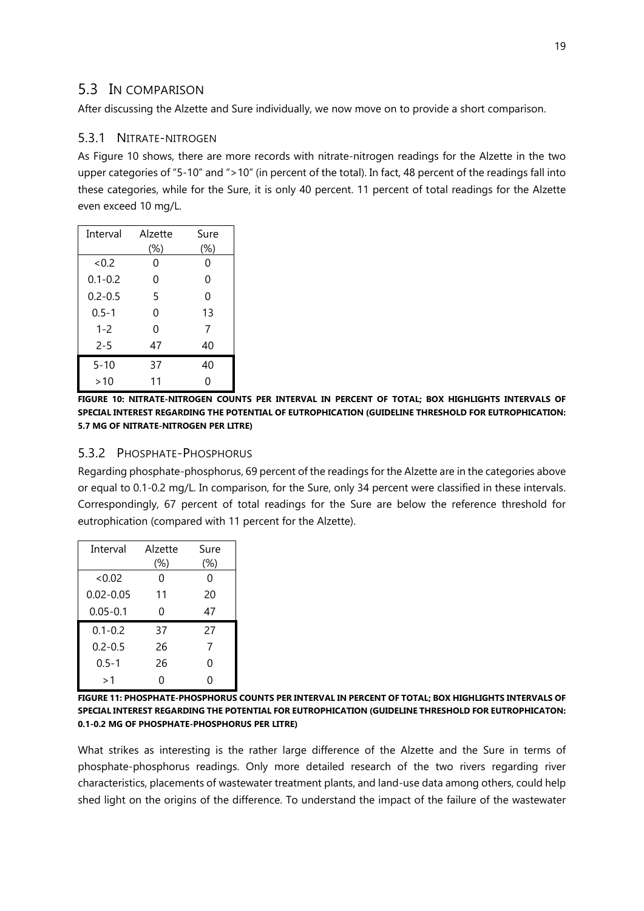## 5.3 In comparison

After discussing the Alzette and Sure individually, we now move on to provide a short comparison.

### 5.3.1 Nitrate-nitrogen

As Figure 10 shows, there are more records with nitrate-nitrogen readings for the Alzette in the two upper categories of "5-10" and ">10" (in percent of the total). In fact, 48 percent of the readings fall into these categories, while for the Sure, it is only 40 percent. 11 percent of total readings for the Alzette even exceed 10 mg/L.

| Interval | Alzette (%) | Sure (%) |
|---|---|---|
| <0.2 | 0 | 0 |
| 0.1-0.2 | 0 | 0 |
| 0.2-0.5 | 5 | 0 |
| 0.5-1 | 0 | 13 |
| 1-2 | 0 | 7 |
| 2-5 | 47 | 40 |
| 5-10 | 37 | 40 |
| >10 | 11 | 0 |

**FIGURE 10: NITRATE-NITROGEN COUNTS PER INTERVAL IN PERCENT OF TOTAL; BOX HIGHLIGHTS INTERVALS OF SPECIAL INTEREST REGARDING THE POTENTIAL OF EUTROPHICATION (GUIDELINE THRESHOLD FOR EUTROPHICATION: 5.7 MG OF NITRATE-NITROGEN PER LITRE)**

### 5.3.2 Phosphate-Phosphorus

Regarding phosphate-phosphorus, 69 percent of the readings for the Alzette are in the categories above or equal to 0.1-0.2 mg/L. In comparison, for the Sure, only 34 percent were classified in these intervals. Correspondingly, 67 percent of total readings for the Sure are below the reference threshold for eutrophication (compared with 11 percent for the Alzette).

| Interval | Alzette (%) | Sure (%) |
|---|---|---|
| <0.02 | 0 | 0 |
| 0.02-0.05 | 11 | 20 |
| 0.05-0.1 | 0 | 47 |
| 0.1-0.2 | 37 | 27 |
| 0.2-0.5 | 26 | 7 |
| 0.5-1 | 26 | 0 |
| >1 | 0 | 0 |

**FIGURE 11: PHOSPHATE-PHOSPHORUS COUNTS PER INTERVAL IN PERCENT OF TOTAL; BOX HIGHLIGHTS INTERVALS OF SPECIAL INTEREST REGARDING THE POTENTIAL FOR EUTROPHICATION (GUIDELINE THRESHOLD FOR EUTROPHICATON: 0.1-0.2 MG OF PHOSPHATE-PHOSPHORUS PER LITRE)**

What strikes as interesting is the rather large difference of the Alzette and the Sure in terms of phosphate-phosphorus readings. Only more detailed research of the two rivers regarding river characteristics, placements of wastewater treatment plants, and land-use data among others, could help shed light on the origins of the difference. To understand the impact of the failure of the wastewater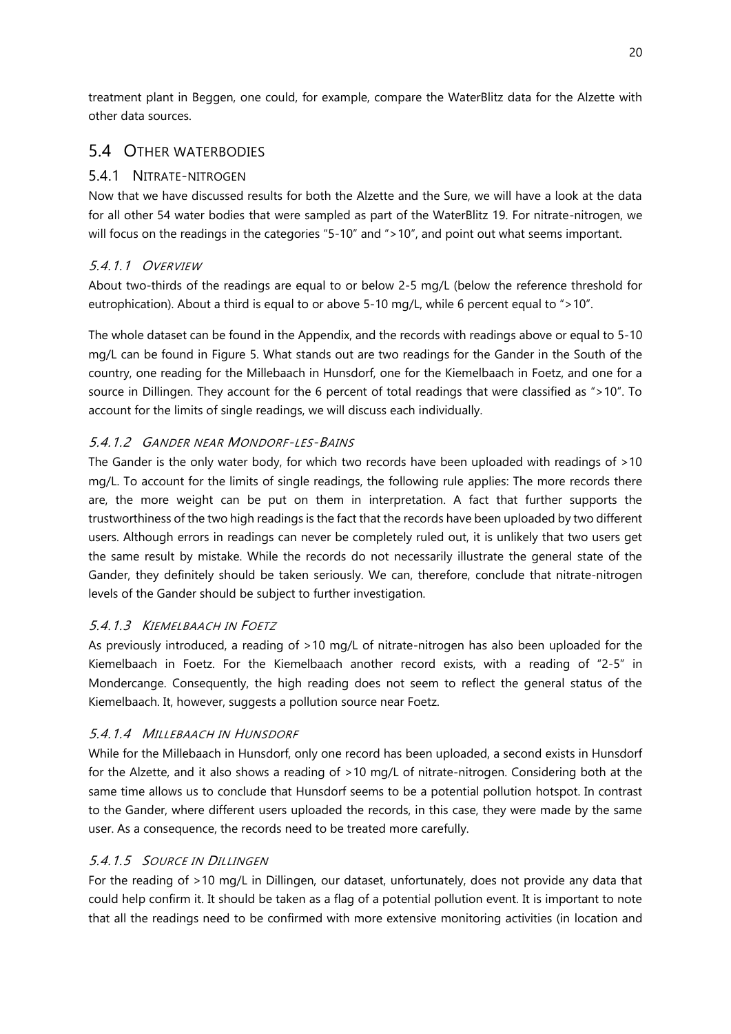treatment plant in Beggen, one could, for example, compare the WaterBlitz data for the Alzette with other data sources.

## 5.4 Other waterbodies

### 5.4.1 Nitrate-nitrogen

Now that we have discussed results for both the Alzette and the Sure, we will have a look at the data for all other 54 water bodies that were sampled as part of the WaterBlitz 19. For nitrate-nitrogen, we will focus on the readings in the categories "5-10" and ">10", and point out what seems important.

#### 5.4.1.1 *Overview*

About two-thirds of the readings are equal to or below 2-5 mg/L (below the reference threshold for eutrophication). About a third is equal to or above 5-10 mg/L, while 6 percent equal to ">10".

The whole dataset can be found in the Appendix, and the records with readings above or equal to 5-10 mg/L can be found in Figure 5. What stands out are two readings for the Gander in the South of the country, one reading for the Millebaach in Hunsdorf, one for the Kiemelbaach in Foetz, and one for a source in Dillingen. They account for the 6 percent of total readings that were classified as ">10". To account for the limits of single readings, we will discuss each individually.

#### 5.4.1.2 *Gander near Mondorf-les-Bains*

The Gander is the only water body, for which two records have been uploaded with readings of >10 mg/L. To account for the limits of single readings, the following rule applies: The more records there are, the more weight can be put on them in interpretation. A fact that further supports the trustworthiness of the two high readings is the fact that the records have been uploaded by two different users. Although errors in readings can never be completely ruled out, it is unlikely that two users get the same result by mistake. While the records do not necessarily illustrate the general state of the Gander, they definitely should be taken seriously. We can, therefore, conclude that nitrate-nitrogen levels of the Gander should be subject to further investigation.

#### 5.4.1.3 *Kiemelbaach in Foetz*

As previously introduced, a reading of >10 mg/L of nitrate-nitrogen has also been uploaded for the Kiemelbaach in Foetz. For the Kiemelbaach another record exists, with a reading of "2-5" in Mondercange. Consequently, the high reading does not seem to reflect the general status of the Kiemelbaach. It, however, suggests a pollution source near Foetz.

#### 5.4.1.4 *Millebaach in Hunsdorf*

While for the Millebaach in Hunsdorf, only one record has been uploaded, a second exists in Hunsdorf for the Alzette, and it also shows a reading of >10 mg/L of nitrate-nitrogen. Considering both at the same time allows us to conclude that Hunsdorf seems to be a potential pollution hotspot. In contrast to the Gander, where different users uploaded the records, in this case, they were made by the same user. As a consequence, the records need to be treated more carefully.

#### 5.4.1.5 *Source in Dillingen*

For the reading of >10 mg/L in Dillingen, our dataset, unfortunately, does not provide any data that could help confirm it. It should be taken as a flag of a potential pollution event. It is important to note that all the readings need to be confirmed with more extensive monitoring activities (in location and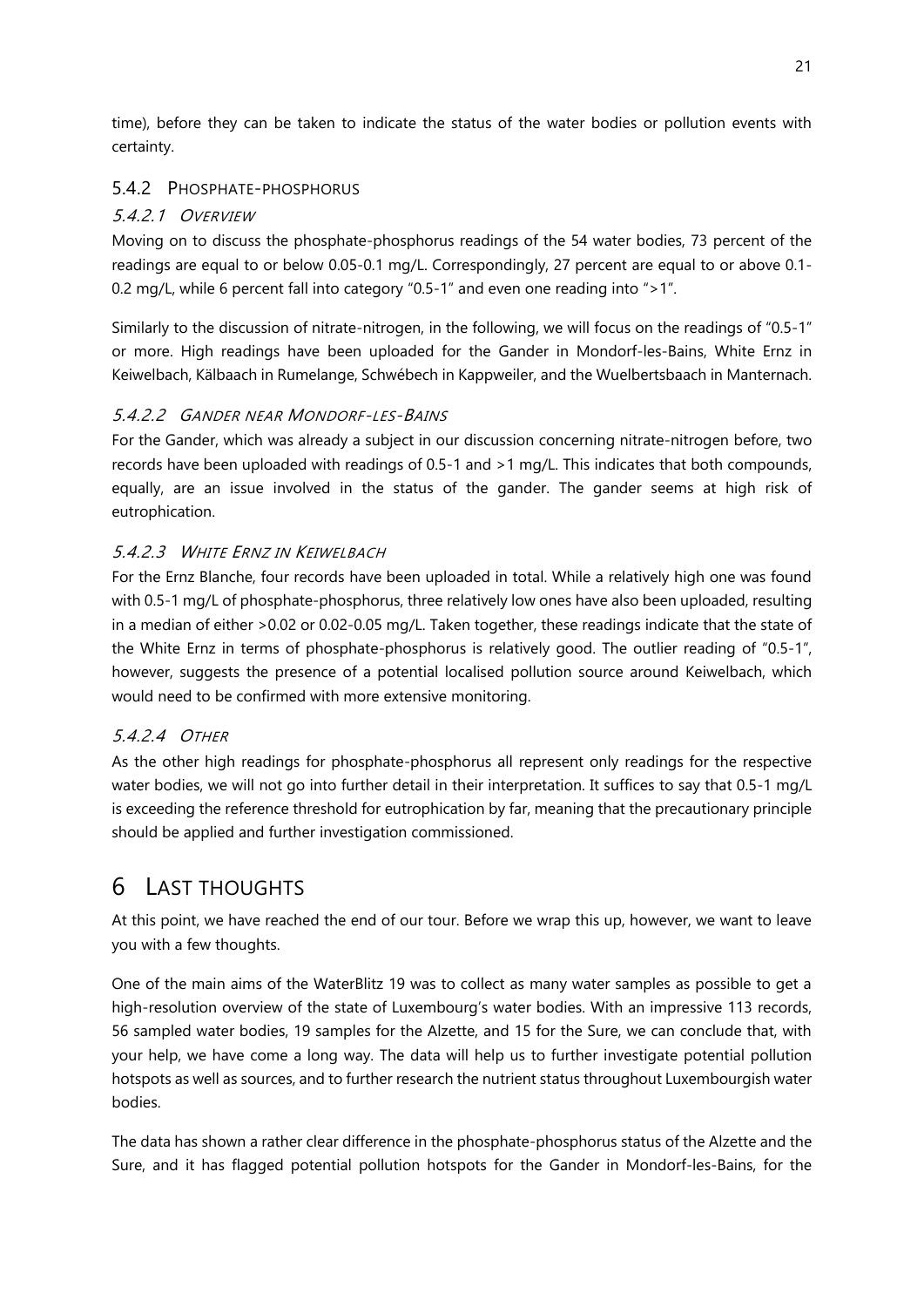time), before they can be taken to indicate the status of the water bodies or pollution events with certainty.

### 5.4.2 Phosphate-phosphorus

#### 5.4.2.1 *Overview*

Moving on to discuss the phosphate-phosphorus readings of the 54 water bodies, 73 percent of the readings are equal to or below 0.05-0.1 mg/L. Correspondingly, 27 percent are equal to or above 0.1-0.2 mg/L, while 6 percent fall into category "0.5-1" and even one reading into ">1".

Similarly to the discussion of nitrate-nitrogen, in the following, we will focus on the readings of "0.5-1" or more. High readings have been uploaded for the Gander in Mondorf-les-Bains, White Ernz in Keiwelbach, Kälbaach in Rumelange, Schwébech in Kappweiler, and the Wuelbertsbaach in Manternach.

#### 5.4.2.2 *Gander near Mondorf-les-Bains*

For the Gander, which was already a subject in our discussion concerning nitrate-nitrogen before, two records have been uploaded with readings of 0.5-1 and >1 mg/L. This indicates that both compounds, equally, are an issue involved in the status of the gander. The gander seems at high risk of eutrophication.

#### 5.4.2.3 *White Ernz in Keiwelbach*

For the Ernz Blanche, four records have been uploaded in total. While a relatively high one was found with 0.5-1 mg/L of phosphate-phosphorus, three relatively low ones have also been uploaded, resulting in a median of either >0.02 or 0.02-0.05 mg/L. Taken together, these readings indicate that the state of the White Ernz in terms of phosphate-phosphorus is relatively good. The outlier reading of "0.5-1", however, suggests the presence of a potential localised pollution source around Keiwelbach, which would need to be confirmed with more extensive monitoring.

#### 5.4.2.4 *Other*

As the other high readings for phosphate-phosphorus all represent only readings for the respective water bodies, we will not go into further detail in their interpretation. It suffices to say that 0.5-1 mg/L is exceeding the reference threshold for eutrophication by far, meaning that the precautionary principle should be applied and further investigation commissioned.

# 6 Last thoughts

At this point, we have reached the end of our tour. Before we wrap this up, however, we want to leave you with a few thoughts.

One of the main aims of the WaterBlitz 19 was to collect as many water samples as possible to get a high-resolution overview of the state of Luxembourg's water bodies. With an impressive 113 records, 56 sampled water bodies, 19 samples for the Alzette, and 15 for the Sure, we can conclude that, with your help, we have come a long way. The data will help us to further investigate potential pollution hotspots as well as sources, and to further research the nutrient status throughout Luxembourgish water bodies.

The data has shown a rather clear difference in the phosphate-phosphorus status of the Alzette and the Sure, and it has flagged potential pollution hotspots for the Gander in Mondorf-les-Bains, for the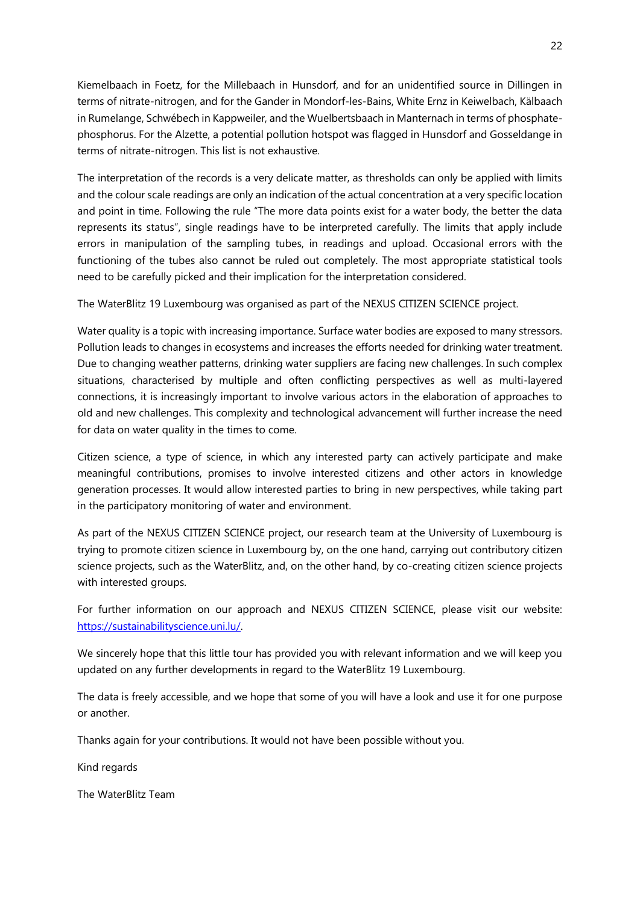Kiemelbaach in Foetz, for the Millebaach in Hunsdorf, and for an unidentified source in Dillingen in terms of nitrate-nitrogen, and for the Gander in Mondorf-les-Bains, White Ernz in Keiwelbach, Kälbaach in Rumelange, Schwébech in Kappweiler, and the Wuelbertsbaach in Mantemach in terms of phosphate-phosphorus. For the Alzette, a potential pollution hotspot was flagged in Hunsdorf and Gosseldange in terms of nitrate-nitrogen. This list is not exhaustive.

The interpretation of the records is a very delicate matter, as thresholds can only be applied with limits and the colour scale readings are only an indication of the actual concentration at a very specific location and point in time. Following the rule "The more data points exist for a water body, the better the data represents its status", single readings have to be interpreted carefully. The limits that apply include errors in manipulation of the sampling tubes, in readings and upload. Occasional errors with the functioning of the tubes also cannot be ruled out completely. The most appropriate statistical tools need to be carefully picked and their implication for the interpretation considered.

The WaterBlitz 19 Luxembourg was organised as part of the NEXUS CITIZEN SCIENCE project.

Water quality is a topic with increasing importance. Surface water bodies are exposed to many stressors. Pollution leads to changes in ecosystems and increases the efforts needed for drinking water treatment. Due to changing weather patterns, drinking water suppliers are facing new challenges. In such complex situations, characterised by multiple and often conflicting perspectives as well as multi-layered connections, it is increasingly important to involve various actors in the elaboration of approaches to old and new challenges. This complexity and technological advancement will further increase the need for data on water quality in the times to come.

Citizen science, a type of science, in which any interested party can actively participate and make meaningful contributions, promises to involve interested citizens and other actors in knowledge generation processes. It would allow interested parties to bring in new perspectives, while taking part in the participatory monitoring of water and environment.

As part of the NEXUS CITIZEN SCIENCE project, our research team at the University of Luxembourg is trying to promote citizen science in Luxembourg by, on the one hand, carrying out contributory citizen science projects, such as the WaterBlitz, and, on the other hand, by co-creating citizen science projects with interested groups.

For further information on our approach and NEXUS CITIZEN SCIENCE, please visit our website: [https://sustainabilityscience.uni.lu/](https://sustainabilityscience.uni.lu/).

We sincerely hope that this little tour has provided you with relevant information and we will keep you updated on any further developments in regard to the WaterBlitz 19 Luxembourg.

The data is freely accessible, and we hope that some of you will have a look and use it for one purpose or another.

Thanks again for your contributions. It would not have been possible without you.

Kind regards

The WaterBlitz Team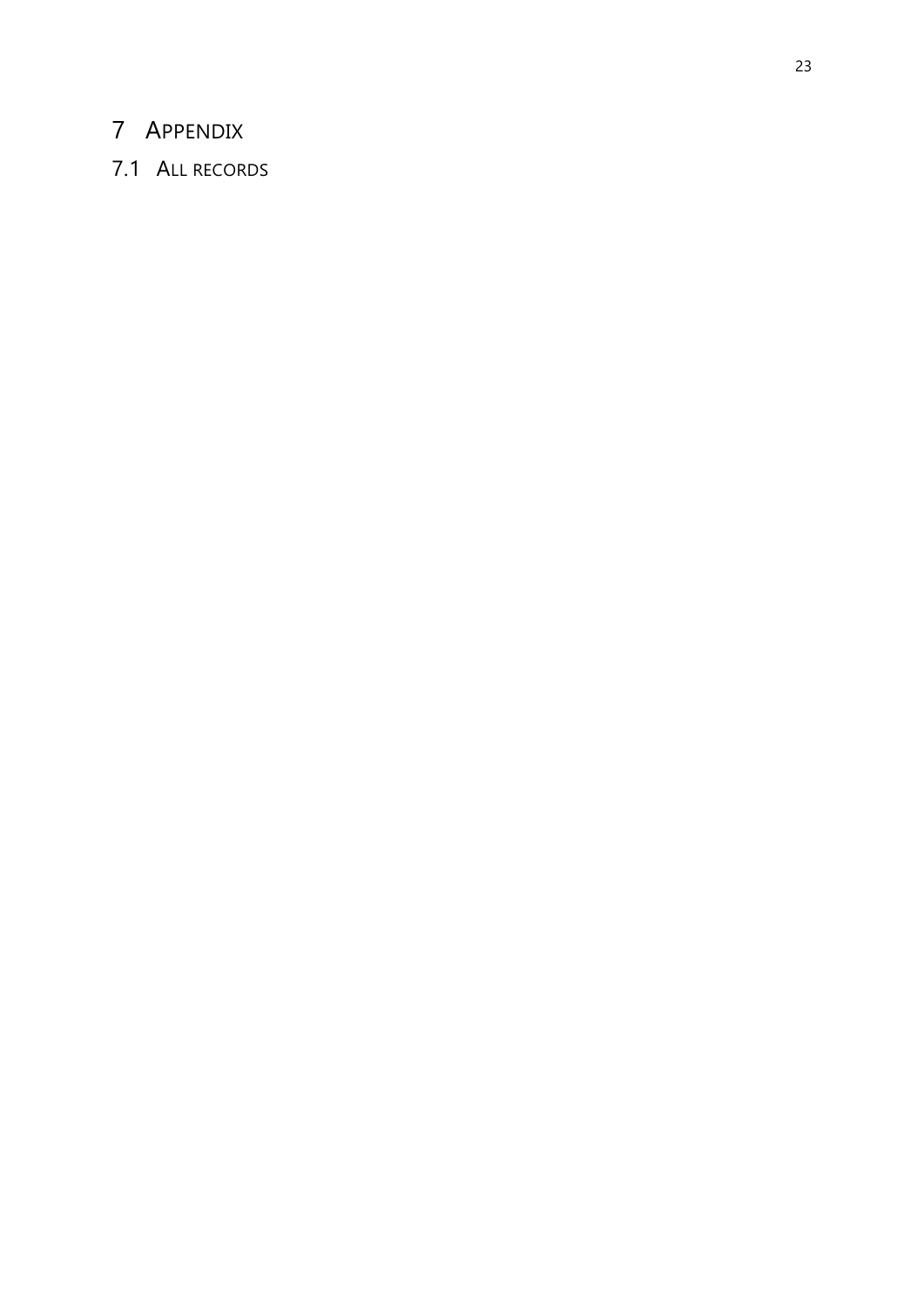# 7 Appendix

## 7.1 All records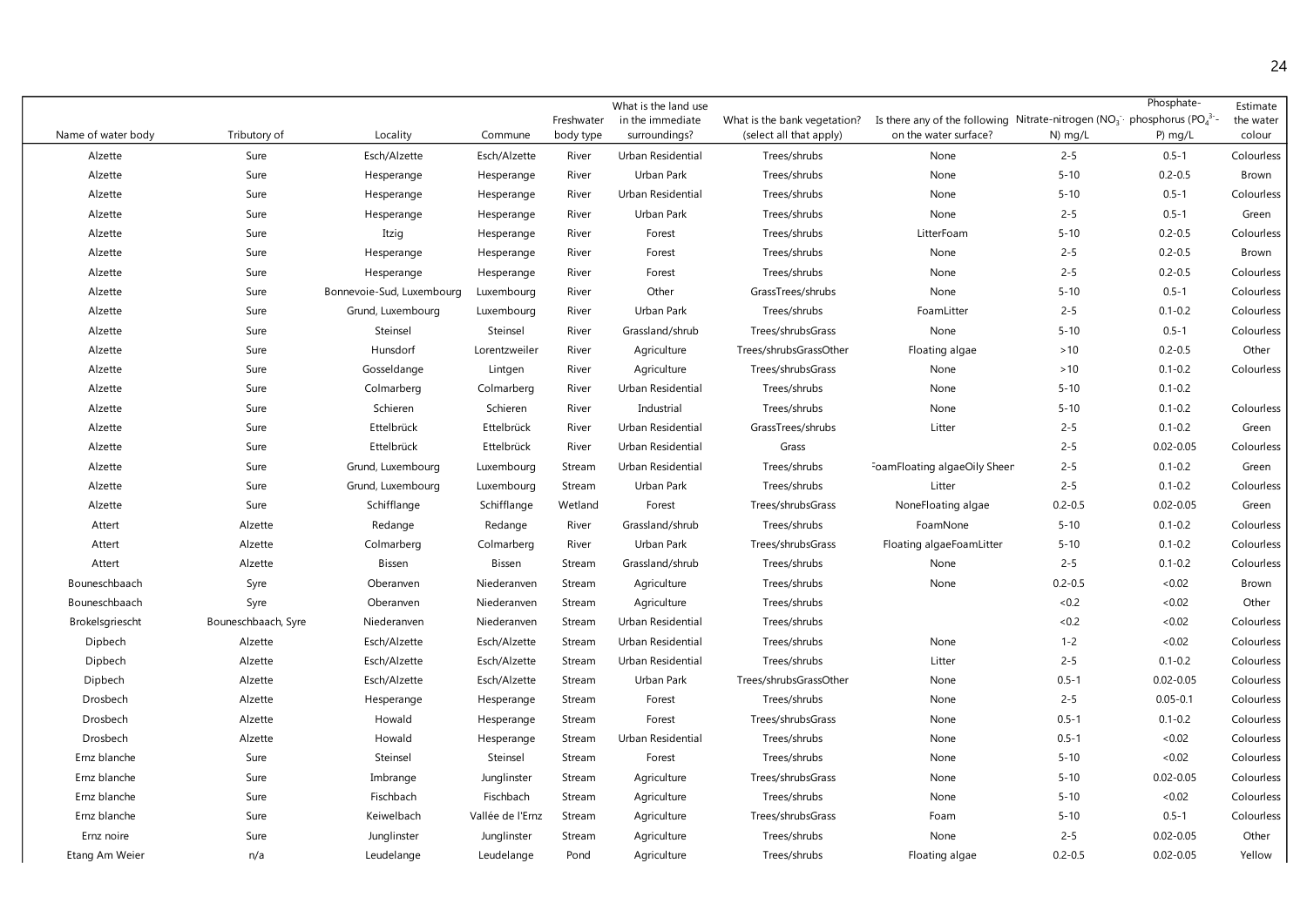| Name of water body | Tributory of | Locality | Commune | Freshwater body type | What is the land use in the immediate surroundings? | What is the bank vegetation? (select all that apply) | Is there any of the following on the water surface? | Nitrate-nitrogen ($NO_3^-$-N) mg/L | Phosphate-phosphorus ($PO_4^{3-}$-P) mg/L | Estimate the water colour |
|---|---|---|---|---|---|---|---|---|---|---|
| Alzette | Sure | Esch/Alzette | Esch/Alzette | River | Urban Residential | Trees/shrubs | None | 2-5 | 0.5-1 | Colourless |
| Alzette | Sure | Hesperange | Hesperange | River | Urban Park | Trees/shrubs | None | 5-10 | 0.2-0.5 | Brown |
| Alzette | Sure | Hesperange | Hesperange | River | Urban Residential | Trees/shrubs | None | 5-10 | 0.5-1 | Colourless |
| Alzette | Sure | Hesperange | Hesperange | River | Urban Park | Trees/shrubs | None | 2-5 | 0.5-1 | Green |
| Alzette | Sure | Itzig | Hesperange | River | Forest | Trees/shrubs | LitterFoam | 5-10 | 0.2-0.5 | Colourless |
| Alzette | Sure | Hesperange | Hesperange | River | Forest | Trees/shrubs | None | 2-5 | 0.2-0.5 | Brown |
| Alzette | Sure | Hesperange | Hesperange | River | Forest | Trees/shrubs | None | 2-5 | 0.2-0.5 | Colourless |
| Alzette | Sure | Bonnevoie-Sud, Luxembourg | Luxembourg | River | Other | GrassTrees/shrubs | None | 5-10 | 0.5-1 | Colourless |
| Alzette | Sure | Grund, Luxembourg | Luxembourg | River | Urban Park | Trees/shrubs | FoamLitter | 2-5 | 0.1-0.2 | Colourless |
| Alzette | Sure | Steinsel | Steinsel | River | Grassland/shrub | Trees/shrubsGrass | None | 5-10 | 0.5-1 | Colourless |
| Alzette | Sure | Hunsdorf | Lorentzweiler | River | Agriculture | Trees/shrubsGrassOther | Floating algae | >10 | 0.2-0.5 | Other |
| Alzette | Sure | Gosseldange | Lintgen | River | Agriculture | Trees/shrubsGrass | None | >10 | 0.1-0.2 | Colourless |
| Alzette | Sure | Colmarberg | Colmarberg | River | Urban Residential | Trees/shrubs | None | 5-10 | 0.1-0.2 | |
| Alzette | Sure | Schieren | Schieren | River | Industrial | Trees/shrubs | None | 5-10 | 0.1-0.2 | Colourless |
| Alzette | Sure | Ettelbrück | Ettelbrück | River | Urban Residential | GrassTrees/shrubs | Litter | 2-5 | 0.1-0.2 | Green |
| Alzette | Sure | Ettelbrück | Ettelbrück | River | Urban Residential | Grass | | 2-5 | 0.02-0.05 | Colourless |
| Alzette | Sure | Grund, Luxembourg | Luxembourg | Stream | Urban Residential | Trees/shrubs | FoamFloating algaeOily Sheen | 2-5 | 0.1-0.2 | Green |
| Alzette | Sure | Grund, Luxembourg | Luxembourg | Stream | Urban Park | Trees/shrubs | Litter | 2-5 | 0.1-0.2 | Colourless |
| Alzette | Sure | Schifflange | Schifflange | Wetland | Forest | Trees/shrubsGrass | NoneFloating algae | 0.2-0.5 | 0.02-0.05 | Green |
| Attert | Alzette | Redange | Redange | River | Grassland/shrub | Trees/shrubs | FoamNone | 5-10 | 0.1-0.2 | Colourless |
| Attert | Alzette | Colmarberg | Colmarberg | River | Urban Park | Trees/shrubsGrass | Floating algaeFoamLitter | 5-10 | 0.1-0.2 | Colourless |
| Attert | Alzette | Bissen | Bissen | Stream | Grassland/shrub | Trees/shrubs | None | 2-5 | 0.1-0.2 | Colourless |
| Bouneschbaach | Syre | Oberanven | Niederanven | Stream | Agriculture | Trees/shrubs | None | 0.2-0.5 | <0.02 | Brown |
| Bouneschbaach | Syre | Oberanven | Niederanven | Stream | Agriculture | Trees/shrubs | | <0.2 | <0.02 | Other |
| Brokelsgriescht | Bouneschbaach, Syre | Niederanven | Niederanven | Stream | Urban Residential | Trees/shrubs | | <0.2 | <0.02 | Colourless |
| Dipbech | Alzette | Esch/Alzette | Esch/Alzette | Stream | Urban Residential | Trees/shrubs | None | 1-2 | <0.02 | Colourless |
| Dipbech | Alzette | Esch/Alzette | Esch/Alzette | Stream | Urban Residential | Trees/shrubs | Litter | 2-5 | 0.1-0.2 | Colourless |
| Dipbech | Alzette | Esch/Alzette | Esch/Alzette | Stream | Urban Park | Trees/shrubsGrassOther | None | 0.5-1 | 0.02-0.05 | Colourless |
| Drosbech | Alzette | Hesperange | Hesperange | Stream | Forest | Trees/shrubs | None | 2-5 | 0.05-0.1 | Colourless |
| Drosbech | Alzette | Howald | Hesperange | Stream | Forest | Trees/shrubsGrass | None | 0.5-1 | 0.1-0.2 | Colourless |
| Drosbech | Alzette | Howald | Hesperange | Stream | Urban Residential | Trees/shrubs | None | 0.5-1 | <0.02 | Colourless |
| Ernz blanche | Sure | Steinsel | Steinsel | Stream | Forest | Trees/shrubs | None | 5-10 | <0.02 | Colourless |
| Ernz blanche | Sure | Imbrange | Junglinster | Stream | Agriculture | Trees/shrubsGrass | None | 5-10 | 0.02-0.05 | Colourless |
| Ernz blanche | Sure | Fischbach | Fischbach | Stream | Agriculture | Trees/shrubs | None | 5-10 | <0.02 | Colourless |
| Ernz blanche | Sure | Keiwelbach | Vallée de l'Ernz | Stream | Agriculture | Trees/shrubsGrass | Foam | 5-10 | 0.5-1 | Colourless |
| Ernz noire | Sure | Junglinster | Junglinster | Stream | Agriculture | Trees/shrubs | None | 2-5 | 0.02-0.05 | Other |
| Etang Am Weier | n/a | Leudelange | Leudelange | Pond | Agriculture | Trees/shrubs | Floating algae | 0.2-0.5 | 0.02-0.05 | Yellow |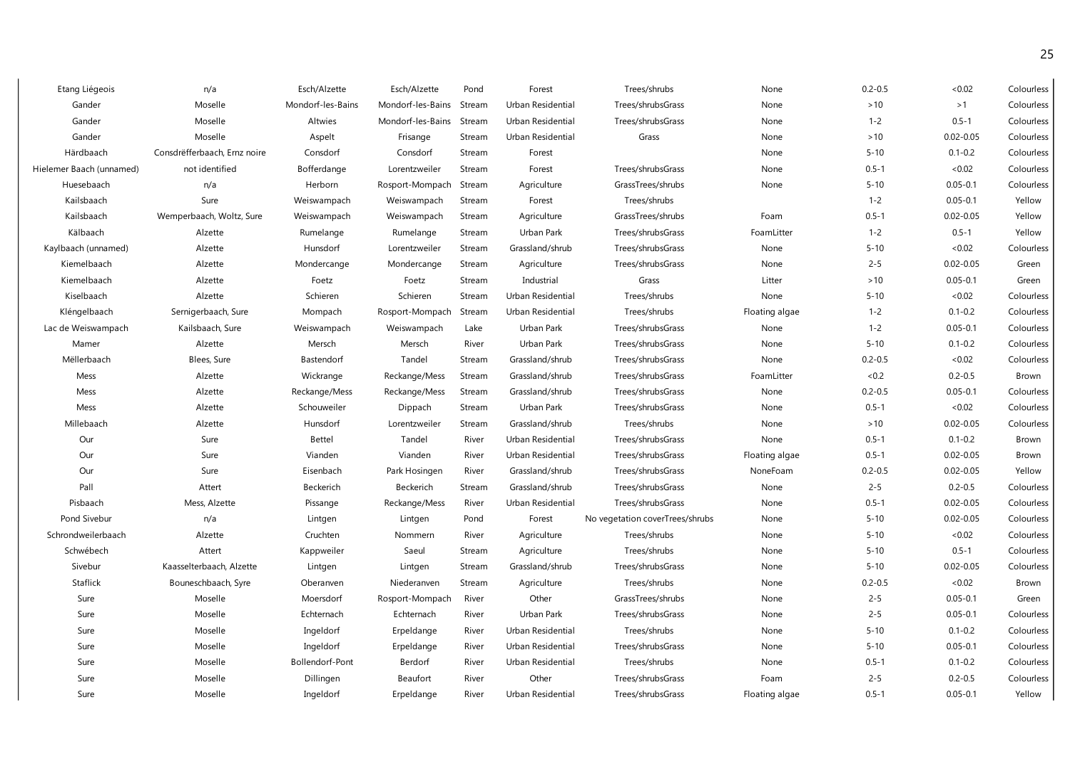| | | | | | | | | | | |
|---|---|---|---|---|---|---|---|---|---|---|
| Etang Liégeois | n/a | Esch/Alzette | Esch/Alzette | Pond | Forest | Trees/shrubs | None | 0.2-0.5 | <0.02 | Colourless |
| Gander | Moselle | Mondorf-les-Bains | Mondorf-les-Bains | Stream | Urban Residential | Trees/shrubsGrass | None | >10 | >1 | Colourless |
| Gander | Moselle | Altwies | Mondorf-les-Bains | Stream | Urban Residential | Trees/shrubsGrass | None | 1-2 | 0.5-1 | Colourless |
| Gander | Moselle | Aspelt | Frisange | Stream | Urban Residential | Grass | None | >10 | 0.02-0.05 | Colourless |
| Härdbaach | Consdréfferbaach, Ernz noire | Consdorf | Consdorf | Stream | Forest | | None | 5-10 | 0.1-0.2 | Colourless |
| Hielemer Baach (unnamed) | not identified | Bofferdange | Lorentzweiler | Stream | Forest | Trees/shrubsGrass | None | 0.5-1 | <0.02 | Colourless |
| Huesebaach | n/a | Herborn | Rosport-Mompach | Stream | Agriculture | GrassTrees/shrubs | None | 5-10 | 0.05-0.1 | Colourless |
| Kailsbaach | Sure | Weiswampach | Weiswampach | Stream | Forest | Trees/shrubs | | 1-2 | 0.05-0.1 | Yellow |
| Kailsbaach | Wemperbaach, Woltz, Sure | Weiswampach | Weiswampach | Stream | Agriculture | GrassTrees/shrubs | Foam | 0.5-1 | 0.02-0.05 | Yellow |
| Kälbaach | Alzette | Rumelange | Rumelange | Stream | Urban Park | Trees/shrubsGrass | FoamLitter | 1-2 | 0.5-1 | Yellow |
| Kaylbaach (unnamed) | Alzette | Hunsdorf | Lorentzweiler | Stream | Grassland/shrub | Trees/shrubsGrass | None | 5-10 | <0.02 | Colourless |
| Kiemelbaach | Alzette | Mondercange | Mondercange | Stream | Agriculture | Trees/shrubsGrass | None | 2-5 | 0.02-0.05 | Green |
| Kiemelbaach | Alzette | Foetz | Foetz | Stream | Industrial | Grass | Litter | >10 | 0.05-0.1 | Green |
| Kiselbaach | Alzette | Schieren | Schieren | Stream | Urban Residential | Trees/shrubs | None | 5-10 | <0.02 | Colourless |
| Kléngelbaach | Sernigerbaach, Sure | Mompach | Rosport-Mompach | Stream | Urban Residential | Trees/shrubs | Floating algae | 1-2 | 0.1-0.2 | Colourless |
| Lac de Weiswampach | Kailsbaach, Sure | Weiswampach | Weiswampach | Lake | Urban Park | Trees/shrubsGrass | None | 1-2 | 0.05-0.1 | Colourless |
| Mamer | Alzette | Mersch | Mersch | River | Urban Park | Trees/shrubsGrass | None | 5-10 | 0.1-0.2 | Colourless |
| Mëllerbaach | Blees, Sure | Bastendorf | Tandel | Stream | Grassland/shrub | Trees/shrubsGrass | None | 0.2-0.5 | <0.02 | Colourless |
| Mess | Alzette | Wickrange | Reckange/Mess | Stream | Grassland/shrub | Trees/shrubsGrass | FoamLitter | <0.2 | 0.2-0.5 | Brown |
| Mess | Alzette | Reckange/Mess | Reckange/Mess | Stream | Grassland/shrub | Trees/shrubsGrass | None | 0.2-0.5 | 0.05-0.1 | Colourless |
| Mess | Alzette | Schouweiler | Dippach | Stream | Urban Park | Trees/shrubsGrass | None | 0.5-1 | <0.02 | Colourless |
| Millebaach | Alzette | Hunsdorf | Lorentzweiler | Stream | Grassland/shrub | Trees/shrubs | None | >10 | 0.02-0.05 | Colourless |
| Our | Sure | Bettel | Tandel | River | Urban Residential | Trees/shrubsGrass | None | 0.5-1 | 0.1-0.2 | Brown |
| Our | Sure | Vianden | Vianden | River | Urban Residential | Trees/shrubsGrass | Floating algae | 0.5-1 | 0.02-0.05 | Brown |
| Our | Sure | Eisenbach | Park Hosingen | River | Grassland/shrub | Trees/shrubsGrass | NoneFoam | 0.2-0.5 | 0.02-0.05 | Yellow |
| Pall | Attert | Beckerich | Beckerich | Stream | Grassland/shrub | Trees/shrubsGrass | None | 2-5 | 0.2-0.5 | Colourless |
| Pisbaach | Mess, Alzette | Pissange | Reckange/Mess | River | Urban Residential | Trees/shrubsGrass | None | 0.5-1 | 0.02-0.05 | Colourless |
| Pond Sivebur | n/a | Lintgen | Lintgen | Pond | Forest | No vegetation coverTrees/shrubs | None | 5-10 | 0.02-0.05 | Colourless |
| Schrondweilerbaach | Alzette | Cruchten | Nommern | River | Agriculture | Trees/shrubs | None | 5-10 | <0.02 | Colourless |
| Schwébech | Attert | Kappweiler | Saeul | Stream | Agriculture | Trees/shrubs | None | 5-10 | 0.5-1 | Colourless |
| Sivebur | Kaasselterbaach, Alzette | Lintgen | Lintgen | Stream | Grassland/shrub | Trees/shrubsGrass | None | 5-10 | 0.02-0.05 | Colourless |
| Staflick | Bouneschbaach, Syre | Oberanven | Niederanven | Stream | Agriculture | Trees/shrubs | None | 0.2-0.5 | <0.02 | Brown |
| Sure | Moselle | Moersdorf | Rosport-Mompach | River | Other | GrassTrees/shrubs | None | 2-5 | 0.05-0.1 | Green |
| Sure | Moselle | Echternach | Echternach | River | Urban Park | Trees/shrubsGrass | None | 2-5 | 0.05-0.1 | Colourless |
| Sure | Moselle | Ingeldorf | Erpeldange | River | Urban Residential | Trees/shrubs | None | 5-10 | 0.1-0.2 | Colourless |
| Sure | Moselle | Ingeldorf | Erpeldange | River | Urban Residential | Trees/shrubsGrass | None | 5-10 | 0.05-0.1 | Colourless |
| Sure | Moselle | Bollendorf-Pont | Berdorf | River | Urban Residential | Trees/shrubs | None | 0.5-1 | 0.1-0.2 | Colourless |
| Sure | Moselle | Dillingen | Beaufort | River | Other | Trees/shrubsGrass | Foam | 2-5 | 0.2-0.5 | Colourless |
| Sure | Moselle | Ingeldorf | Erpeldange | River | Urban Residential | Trees/shrubsGrass | Floating algae | 0.5-1 | 0.05-0.1 | Yellow |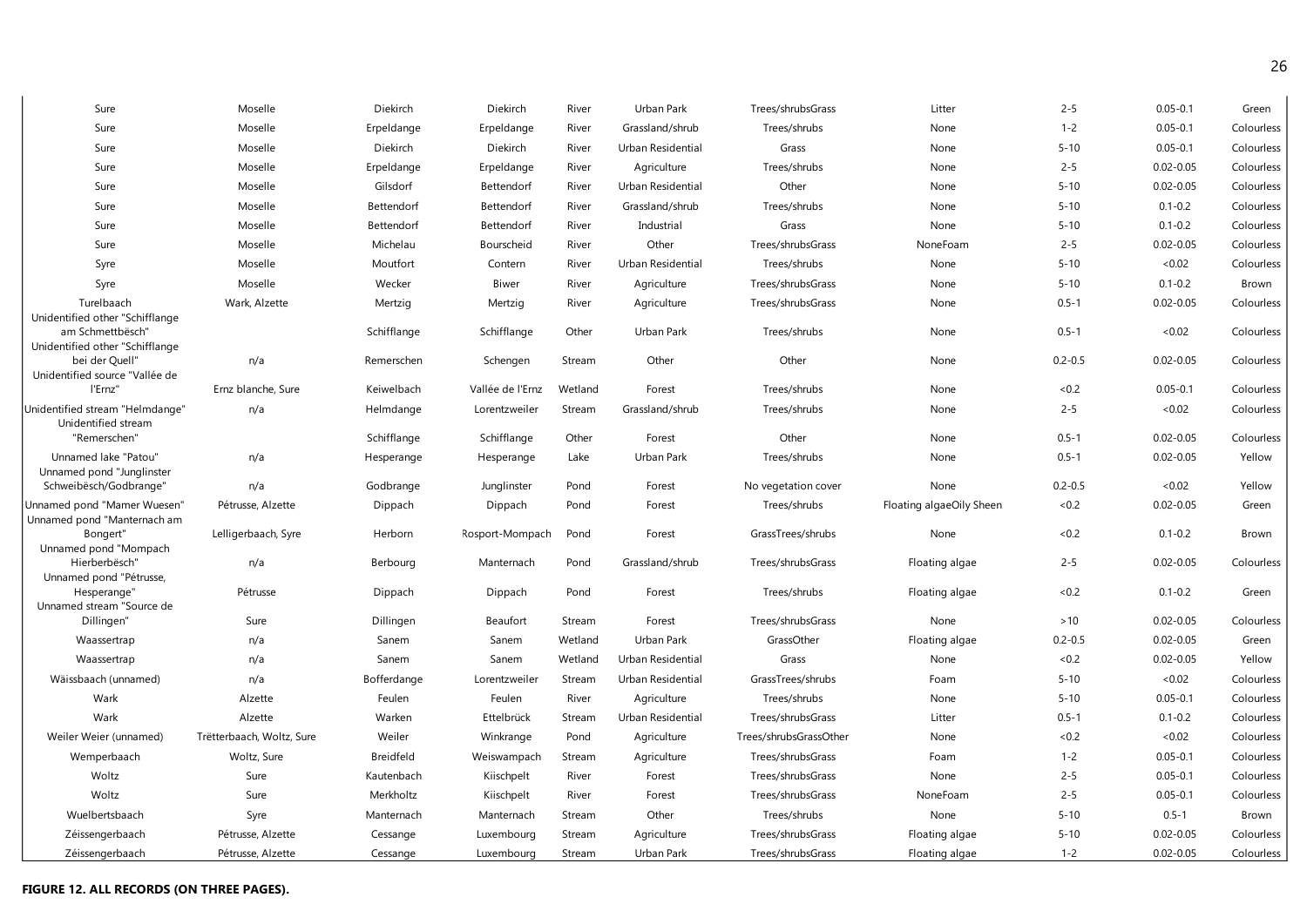| | | | | | | | | | | |
|---|---|---|---|---|---|---|---|---|---|---|
| Sure | Moselle | Diekirch | Diekirch | River | Urban Park | Trees/shrubsGrass | Litter | 2-5 | 0.05-0.1 | Green |
| Sure | Moselle | Erpeldange | Erpeldange | River | Grassland/shrub | Trees/shrubs | None | 1-2 | 0.05-0.1 | Colourless |
| Sure | Moselle | Diekirch | Diekirch | River | Urban Residential | Grass | None | 5-10 | 0.05-0.1 | Colourless |
| Sure | Moselle | Erpeldange | Erpeldange | River | Agriculture | Trees/shrubs | None | 2-5 | 0.02-0.05 | Colourless |
| Sure | Moselle | Gilsdorf | Bettendorf | River | Urban Residential | Other | None | 5-10 | 0.02-0.05 | Colourless |
| Sure | Moselle | Bettendorf | Bettendorf | River | Grassland/shrub | Trees/shrubs | None | 5-10 | 0.1-0.2 | Colourless |
| Sure | Moselle | Bettendorf | Bettendorf | River | Industrial | Grass | None | 5-10 | 0.1-0.2 | Colourless |
| Sure | Moselle | Michelau | Bourscheid | River | Other | Trees/shrubsGrass | NoneFoam | 2-5 | 0.02-0.05 | Colourless |
| Syre | Moselle | Moutfort | Contern | River | Urban Residential | Trees/shrubs | None | 5-10 | <0.02 | Colourless |
| Syre | Moselle | Wecker | Biwer | River | Agriculture | Trees/shrubsGrass | None | 5-10 | 0.1-0.2 | Brown |
| Turelbaach | Wark, Alzette | Mertzig | Mertzig | River | Agriculture | Trees/shrubsGrass | None | 0.5-1 | 0.02-0.05 | Colourless |
| Unidentified other "Schifflange am Schmettbësch" | | Schifflange | Schifflange | Other | Urban Park | Trees/shrubs | None | 0.5-1 | <0.02 | Colourless |
| Unidentified other "Schifflange bei der Quell" | n/a | Remerschen | Schengen | Stream | Other | Other | None | 0.2-0.5 | 0.02-0.05 | Colourless |
| Unidentified source "Vallée de l'Ernz" | Ernz blanche, Sure | Keiwelbach | Vallée de l'Ernz | Wetland | Forest | Trees/shrubs | None | <0.2 | 0.05-0.1 | Colourless |
| Unidentified stream "Helmdange" | n/a | Helmdange | Lorentzweiler | Stream | Grassland/shrub | Trees/shrubs | None | 2-5 | <0.02 | Colourless |
| Unidentified stream "Remerschen" | | Schifflange | Schifflange | Other | Forest | Other | None | 0.5-1 | 0.02-0.05 | Colourless |
| Unnamed lake "Patou" | n/a | Hesperange | Hesperange | Lake | Urban Park | Trees/shrubs | None | 0.5-1 | 0.02-0.05 | Yellow |
| Unnamed pond "Junglinster Schweibësch/Godbrange" | n/a | Godbrange | Junglinster | Pond | Forest | No vegetation cover | None | 0.2-0.5 | <0.02 | Yellow |
| Unnamed pond "Mamer Wuesen" | Pétrusse, Alzette | Dippach | Dippach | Pond | Forest | Trees/shrubs | Floating algaeOily Sheen | <0.2 | 0.02-0.05 | Green |
| Unnamed pond "Manternach am Bongert" | Lelligerbaach, Syre | Herborn | Rosport-Mompach | Pond | Forest | GrassTrees/shrubs | None | <0.2 | 0.1-0.2 | Brown |
| Unnamed pond "Mompach Hierberbësch" | n/a | Berbourg | Manternach | Pond | Grassland/shrub | Trees/shrubsGrass | Floating algae | 2-5 | 0.02-0.05 | Colourless |
| Unnamed pond "Pétrusse, Hesperange" | Pétrusse | Dippach | Dippach | Pond | Forest | Trees/shrubs | Floating algae | <0.2 | 0.1-0.2 | Green |
| Unnamed stream "Source de Dillingen" | Sure | Dillingen | Beaufort | Stream | Forest | Trees/shrubsGrass | None | >10 | 0.02-0.05 | Colourless |
| Waassertrap | n/a | Sanem | Sanem | Wetland | Urban Park | GrassOther | Floating algae | 0.2-0.5 | 0.02-0.05 | Green |
| Waassertrap | n/a | Sanem | Sanem | Wetland | Urban Residential | Grass | None | <0.2 | 0.02-0.05 | Yellow |
| Wäissbaach (unnamed) | n/a | Bofferdange | Lorentzweiler | Stream | Urban Residential | GrassTrees/shrubs | Foam | 5-10 | <0.02 | Colourless |
| Wark | Alzette | Feulen | Feulen | River | Agriculture | Trees/shrubs | None | 5-10 | 0.05-0.1 | Colourless |
| Wark | Alzette | Warken | Ettelbrück | Stream | Urban Residential | Trees/shrubsGrass | Litter | 0.5-1 | 0.1-0.2 | Colourless |
| Weiler Weier (unnamed) | Trëtterbaach, Woltz, Sure | Weiler | Winkrange | Pond | Agriculture | Trees/shrubsGrassOther | None | <0.2 | <0.02 | Colourless |
| Wemperbaach | Woltz, Sure | Breidfeld | Weiswampach | Stream | Agriculture | Trees/shrubsGrass | Foam | 1-2 | 0.05-0.1 | Colourless |
| Woltz | Sure | Kautenbach | Kiischpelt | River | Forest | Trees/shrubsGrass | None | 2-5 | 0.05-0.1 | Colourless |
| Woltz | Sure | Merkholtz | Kiischpelt | River | Forest | Trees/shrubsGrass | NoneFoam | 2-5 | 0.05-0.1 | Colourless |
| Wuelbertsbaach | Syre | Manternach | Manternach | Stream | Other | Trees/shrubs | None | 5-10 | 0.5-1 | Brown |
| Zéissengerbaach | Pétrusse, Alzette | Cessange | Luxembourg | Stream | Agriculture | Trees/shrubsGrass | Floating algae | 5-10 | 0.02-0.05 | Colourless |
| Zéissengerbaach | Pétrusse, Alzette | Cessange | Luxembourg | Stream | Urban Park | Trees/shrubsGrass | Floating algae | 1-2 | 0.02-0.05 | Colourless |

**FIGURE 12. ALL RECORDS (ON THREE PAGES).**